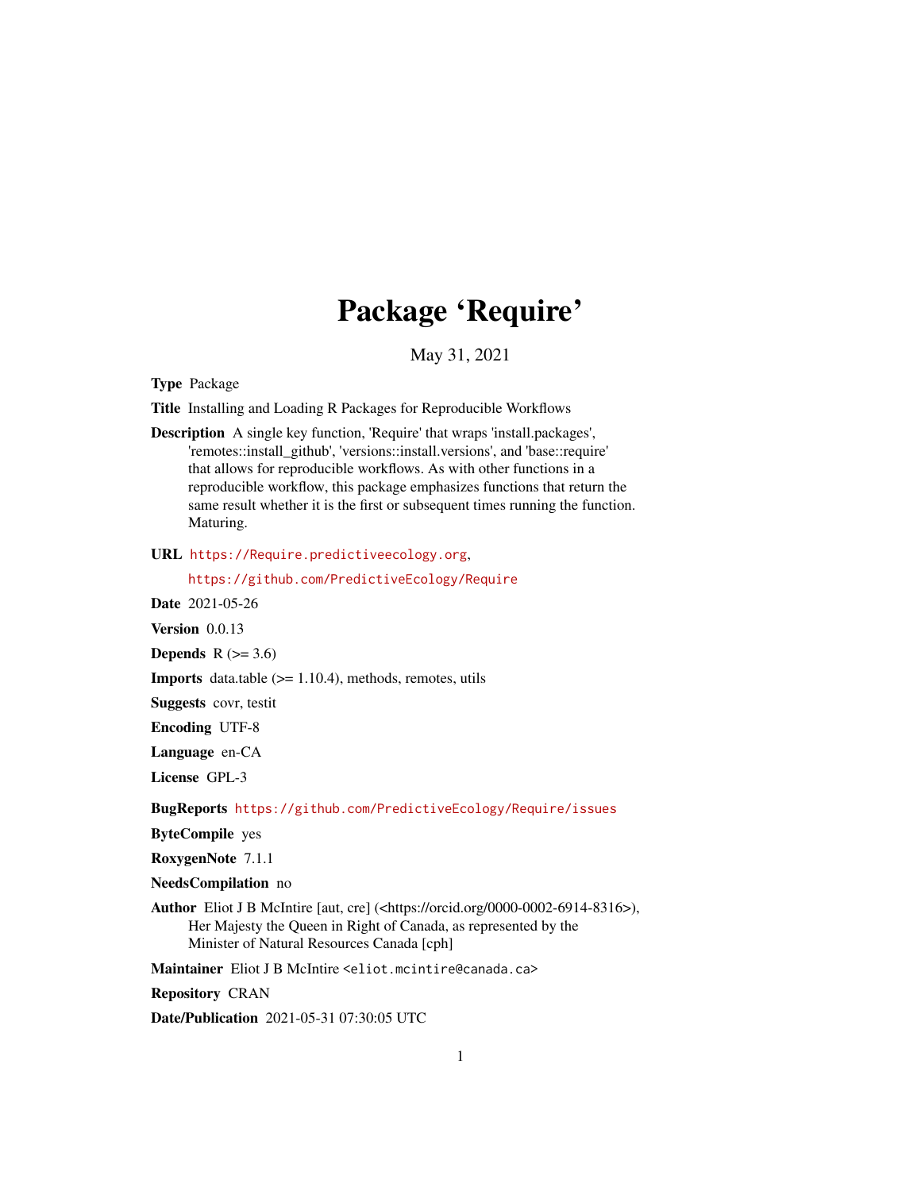# Package 'Require'

May 31, 2021

**Type** Package

**Title** Installing and Loading R Packages for Reproducible Workflows

**Description** A single key function, 'Require' that wraps 'install.packages', 'remotes::install_github', 'versions::install.versions', and 'base::require' that allows for reproducible workflows. As with other functions in a reproducible workflow, this package emphasizes functions that return the same result whether it is the first or subsequent times running the function. Maturing.

**URL** https://Require.predictiveecology.org, https://github.com/PredictiveEcology/Require

**Date** 2021-05-26

**Version** 0.0.13

**Depends** R (>= 3.6)

**Imports** data.table (>= 1.10.4), methods, remotes, utils

**Suggests** covr, testit

**Encoding** UTF-8

**Language** en-CA

**License** GPL-3

**BugReports** https://github.com/PredictiveEcology/Require/issues

**ByteCompile** yes

**RoxygenNote** 7.1.1

**NeedsCompilation** no

**Author** Eliot J B McIntire [aut, cre] (<https://orcid.org/0000-0002-6914-8316>), Her Majesty the Queen in Right of Canada, as represented by the Minister of Natural Resources Canada [cph]

**Maintainer** Eliot J B McIntire <eliot.mcintire@canada.ca>

**Repository** CRAN

**Date/Publication** 2021-05-31 07:30:05 UTC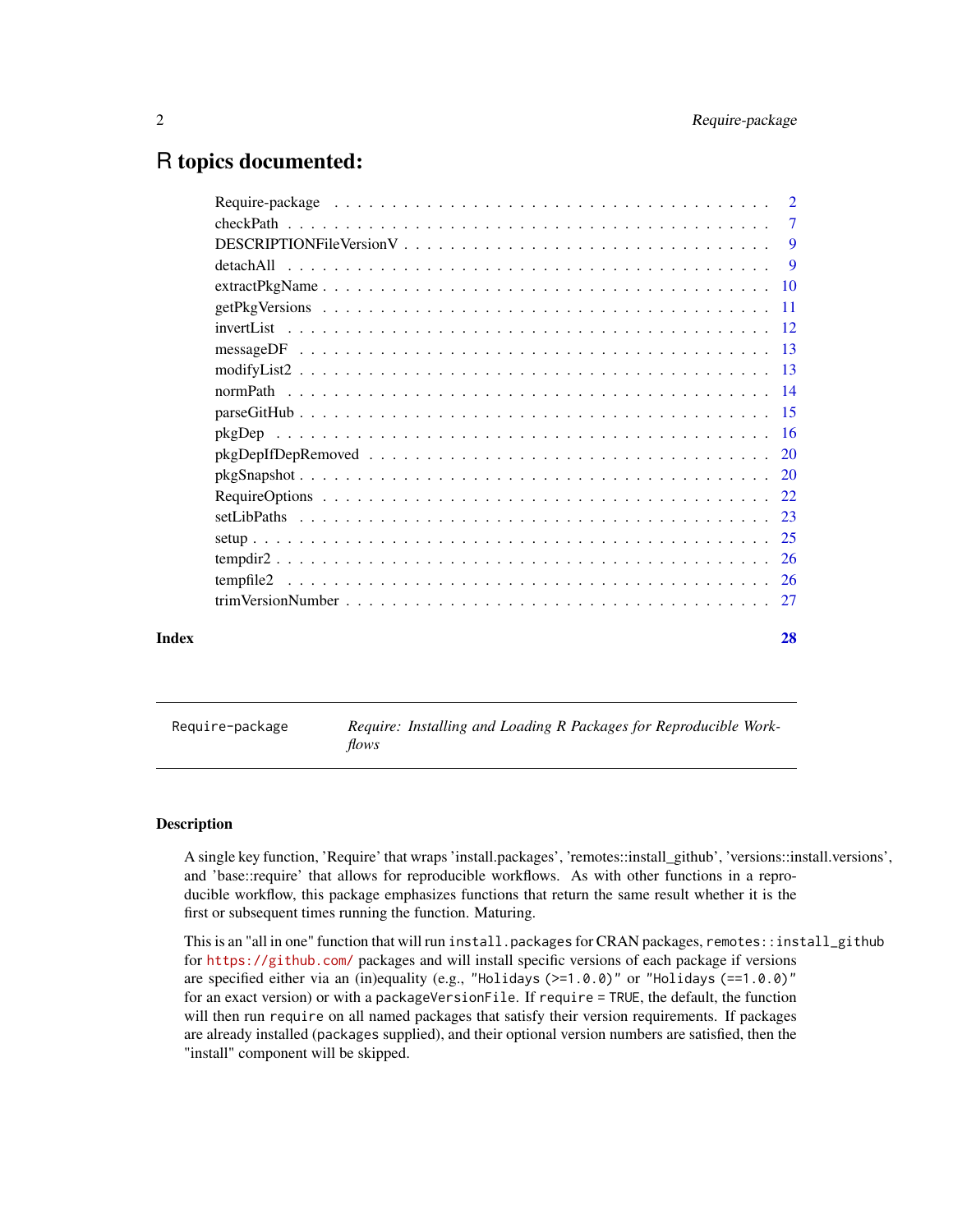# R topics documented:

| | |
|---|---|
| Require-package | 2 |
| checkPath | 7 |
| DESCRIPTIONFileVersionV | 9 |
| detachAll | 9 |
| extractPkgName | 10 |
| getPkgVersions | 11 |
| invertList | 12 |
| messageDF | 13 |
| modifyList2 | 13 |
| normPath | 14 |
| parseGitHub | 15 |
| pkgDep | 16 |
| pkgDepIfDepRemoved | 20 |
| pkgSnapshot | 20 |
| RequireOptions | 22 |
| setLibPaths | 23 |
| setup | 25 |
| tempdir2 | 26 |
| tempfile2 | 26 |
| trimVersionNumber | 27 |

**Index** **28**

---

`Require-package` *Require: Installing and Loading R Packages for Reproducible Workflows*

---

## Description

A single key function, 'Require' that wraps 'install.packages', 'remotes::install_github', 'versions::install.versions', and 'base::require' that allows for reproducible workflows. As with other functions in a reproducible workflow, this package emphasizes functions that return the same result whether it is the first or subsequent times running the function. Maturing.

This is an "all in one" function that will run `install.packages` for CRAN packages, `remotes::install_github` for https://github.com/ packages and will install specific versions of each package if versions are specified either via an (in)equality (e.g., `"Holidays (>=1.0.0)"` or `"Holidays (==1.0.0)"` for an exact version) or with a `packageVersionFile`. If `require = TRUE`, the default, the function will then run `require` on all named packages that satisfy their version requirements. If packages are already installed (`packages` supplied), and their optional version numbers are satisfied, then the "install" component will be skipped.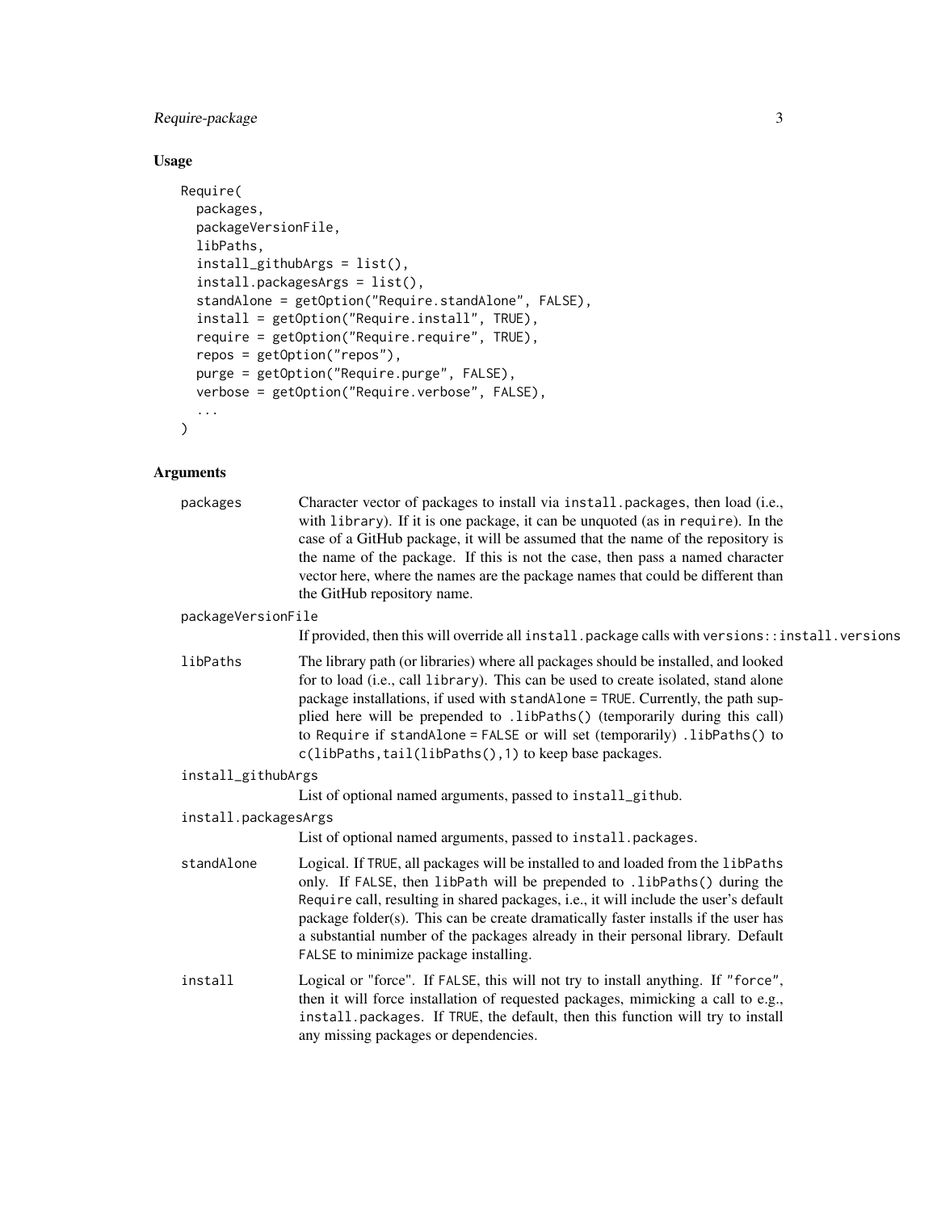## Usage

```
Require(
  packages,
  packageVersionFile,
  libPaths,
  install_githubArgs = list(),
  install.packagesArgs = list(),
  standAlone = getOption("Require.standAlone", FALSE),
  install = getOption("Require.install", TRUE),
  require = getOption("Require.require", TRUE),
  repos = getOption("repos"),
  purge = getOption("Require.purge", FALSE),
  verbose = getOption("Require.verbose", FALSE),
  ...
)
```

## Arguments

`packages`
: Character vector of packages to install via `install.packages`, then load (i.e., with `library`). If it is one package, it can be unquoted (as in `require`). In the case of a GitHub package, it will be assumed that the name of the repository is the name of the package. If this is not the case, then pass a named character vector here, where the names are the package names that could be different than the GitHub repository name.

`packageVersionFile`
: If provided, then this will override all `install.package` calls with `versions::install.versions`

`libPaths`
: The library path (or libraries) where all packages should be installed, and looked for to load (i.e., call `library`). This can be used to create isolated, stand alone package installations, if used with `standAlone = TRUE`. Currently, the path supplied here will be prepended to `.libPaths()` (temporarily during this call) to `Require` if `standAlone = FALSE` or will set (temporarily) `.libPaths()` to `c(libPaths,tail(libPaths(),1)` to keep base packages.

`install_githubArgs`
: List of optional named arguments, passed to `install_github`.

`install.packagesArgs`
: List of optional named arguments, passed to `install.packages`.

`standAlone`
: Logical. If `TRUE`, all packages will be installed to and loaded from the `libPaths` only. If `FALSE`, then `libPath` will be prepended to `.libPaths()` during the `Require` call, resulting in shared packages, i.e., it will include the user's default package folder(s). This can be create dramatically faster installs if the user has a substantial number of the packages already in their personal library. Default `FALSE` to minimize package installing.

`install`
: Logical or "force". If `FALSE`, this will not try to install anything. If `"force"`, then it will force installation of requested packages, mimicking a call to e.g., `install.packages`. If `TRUE`, the default, then this function will try to install any missing packages or dependencies.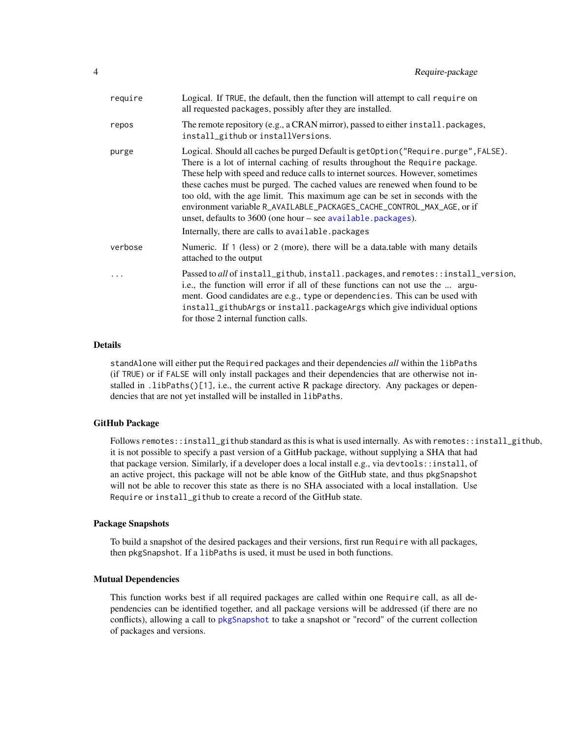| | |
|---|---|
| require | Logical. If TRUE, the default, then the function will attempt to call require on all requested packages, possibly after they are installed. |
| repos | The remote repository (e.g., a CRAN mirror), passed to either install.packages, install_github or installVersions. |
| purge | Logical. Should all caches be purged Default is getOption("Require.purge",FALSE). There is a lot of internal caching of results throughout the Require package. These help with speed and reduce calls to internet sources. However, sometimes these caches must be purged. The cached values are renewed when found to be too old, with the age limit. This maximum age can be set in seconds with the environment variable R_AVAILABLE_PACKAGES_CACHE_CONTROL_MAX_AGE, or if unset, defaults to 3600 (one hour – see available.packages). Internally, there are calls to available.packages |
| verbose | Numeric. If 1 (less) or 2 (more), there will be a data.table with many details attached to the output |
| ... | Passed to *all* of install_github, install.packages, and remotes::install_version, i.e., the function will error if all of these functions can not use the ... argument. Good candidates are e.g., type or dependencies. This can be used with install_githubArgs or install.packageArgs which give individual options for those 2 internal function calls. |

## Details

standAlone will either put the Required packages and their dependencies *all* within the libPaths (if TRUE) or if FALSE will only install packages and their dependencies that are otherwise not installed in .libPaths()[1], i.e., the current active R package directory. Any packages or dependencies that are not yet installed will be installed in libPaths.

## GitHub Package

Follows remotes::install_github standard as this is what is used internally. As with remotes::install_github, it is not possible to specify a past version of a GitHub package, without supplying a SHA that had that package version. Similarly, if a developer does a local install e.g., via devtools::install, of an active project, this package will not be able know of the GitHub state, and thus pkgSnapshot will not be able to recover this state as there is no SHA associated with a local installation. Use Require or install_github to create a record of the GitHub state.

## Package Snapshots

To build a snapshot of the desired packages and their versions, first run Require with all packages, then pkgSnapshot. If a libPaths is used, it must be used in both functions.

## Mutual Dependencies

This function works best if all required packages are called within one Require call, as all dependencies can be identified together, and all package versions will be addressed (if there are no conflicts), allowing a call to pkgSnapshot to take a snapshot or "record" of the current collection of packages and versions.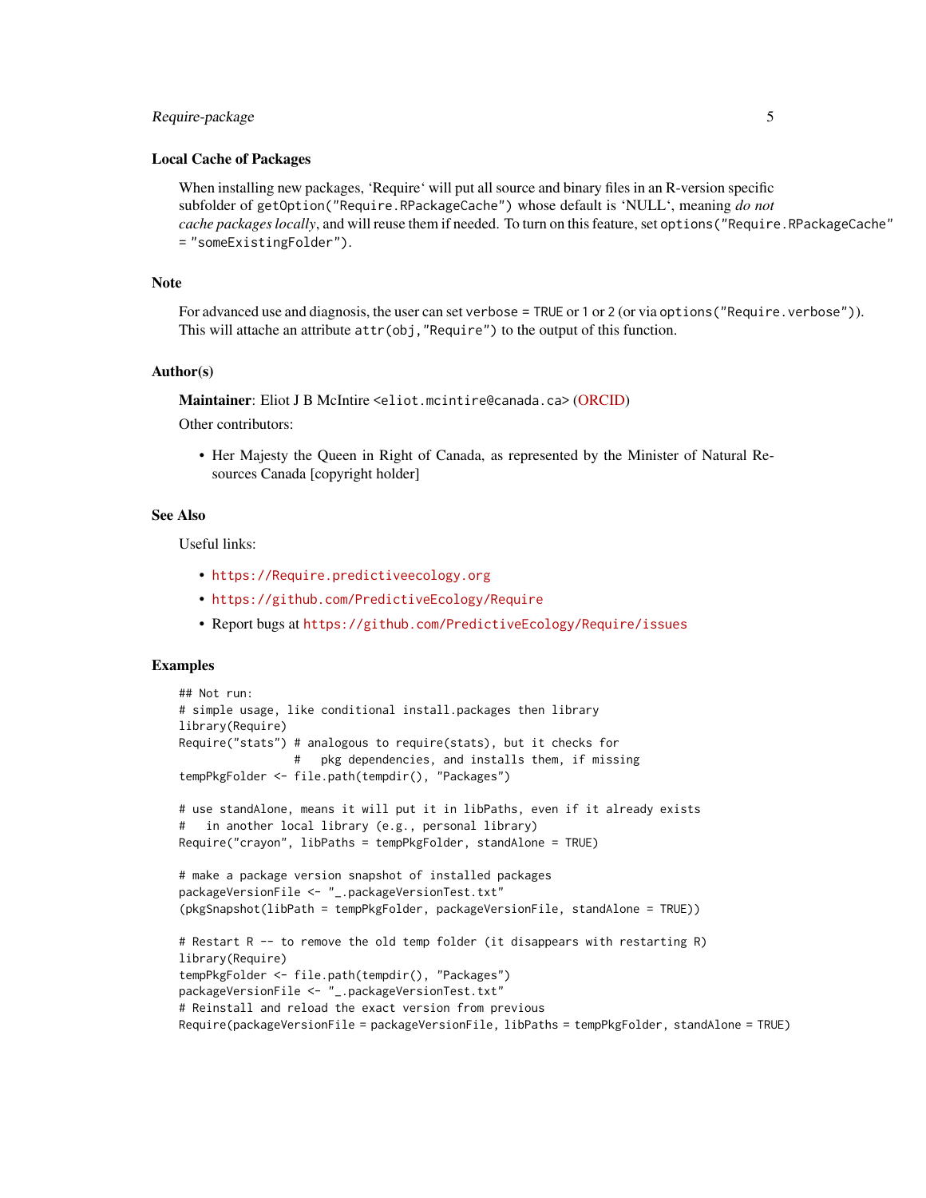### Local Cache of Packages

When installing new packages, 'Require' will put all source and binary files in an R-version specific subfolder of `getOption("Require.RPackageCache")` whose default is 'NULL', meaning *do not cache packages locally*, and will reuse them if needed. To turn on this feature, set `options("Require.RPackageCache" = "someExistingFolder")`.

### Note

For advanced use and diagnosis, the user can set `verbose = TRUE` or `1` or `2` (or via `options("Require.verbose")`). This will attache an attribute `attr(obj, "Require")` to the output of this function.

### Author(s)

**Maintainer**: Eliot J B McIntire <eliot.mcintire@canada.ca> (ORCID)

Other contributors:

- Her Majesty the Queen in Right of Canada, as represented by the Minister of Natural Resources Canada [copyright holder]

### See Also

Useful links:

- https://Require.predictiveecology.org
- https://github.com/PredictiveEcology/Require
- Report bugs at https://github.com/PredictiveEcology/Require/issues

### Examples

```
## Not run:
# simple usage, like conditional install.packages then library
library(Require)
Require("stats") # analogous to require(stats), but it checks for
                 #   pkg dependencies, and installs them, if missing
tempPkgFolder <- file.path(tempdir(), "Packages")

# use standAlone, means it will put it in libPaths, even if it already exists
#   in another local library (e.g., personal library)
Require("crayon", libPaths = tempPkgFolder, standAlone = TRUE)

# make a package version snapshot of installed packages
packageVersionFile <- "_.packageVersionTest.txt"
(pkgSnapshot(libPath = tempPkgFolder, packageVersionFile, standAlone = TRUE))

# Restart R -- to remove the old temp folder (it disappears with restarting R)
library(Require)
tempPkgFolder <- file.path(tempdir(), "Packages")
packageVersionFile <- "_.packageVersionTest.txt"
# Reinstall and reload the exact version from previous
Require(packageVersionFile = packageVersionFile, libPaths = tempPkgFolder, standAlone = TRUE)
```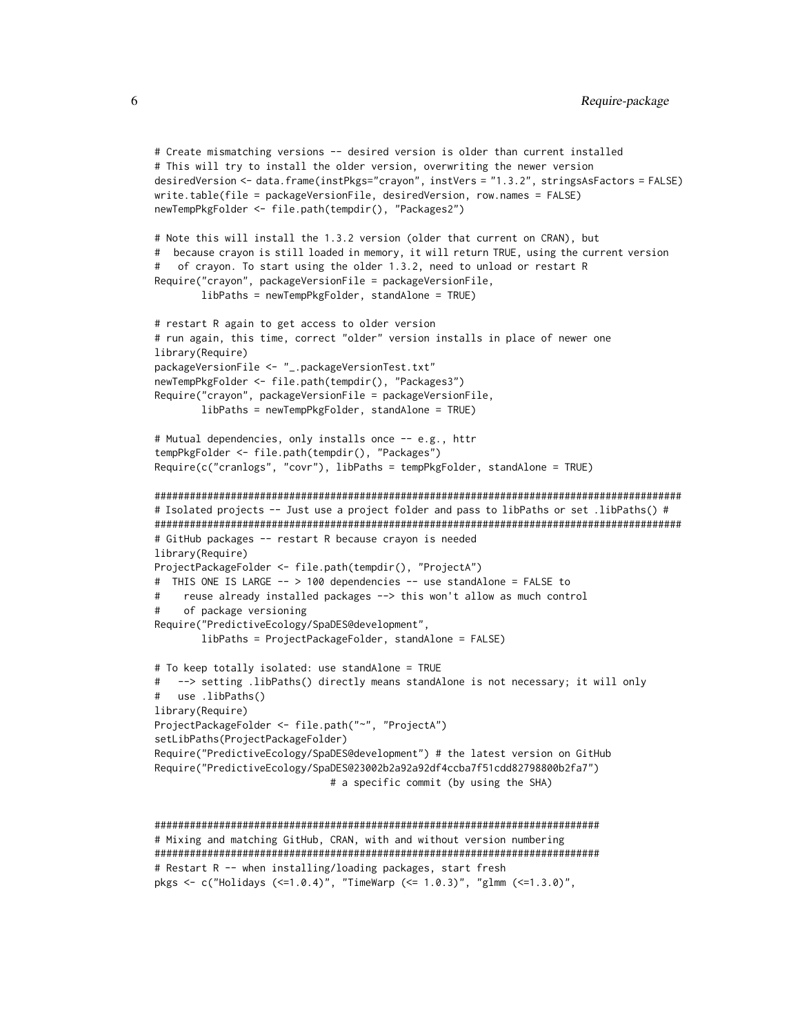```
# Create mismatching versions -- desired version is older than current installed
# This will try to install the older version, overwriting the newer version
desiredVersion <- data.frame(instPkgs="crayon", instVers = "1.3.2", stringsAsFactors = FALSE)
write.table(file = packageVersionFile, desiredVersion, row.names = FALSE)
newTempPkgFolder <- file.path(tempdir(), "Packages2")

# Note this will install the 1.3.2 version (older that current on CRAN), but
#  because crayon is still loaded in memory, it will return TRUE, using the current version
#   of crayon. To start using the older 1.3.2, need to unload or restart R
Require("crayon", packageVersionFile = packageVersionFile,
        libPaths = newTempPkgFolder, standAlone = TRUE)

# restart R again to get access to older version
# run again, this time, correct "older" version installs in place of newer one
library(Require)
packageVersionFile <- "_.packageVersionTest.txt"
newTempPkgFolder <- file.path(tempdir(), "Packages3")
Require("crayon", packageVersionFile = packageVersionFile,
        libPaths = newTempPkgFolder, standAlone = TRUE)

# Mutual dependencies, only installs once -- e.g., httr
tempPkgFolder <- file.path(tempdir(), "Packages")
Require(c("cranlogs", "covr"), libPaths = tempPkgFolder, standAlone = TRUE)

##########################################################################################
# Isolated projects -- Just use a project folder and pass to libPaths or set .libPaths() #
##########################################################################################
# GitHub packages -- restart R because crayon is needed
library(Require)
ProjectPackageFolder <- file.path(tempdir(), "ProjectA")
#  THIS ONE IS LARGE -- > 100 dependencies -- use standAlone = FALSE to
#    reuse already installed packages --> this won't allow as much control
#    of package versioning
Require("PredictiveEcology/SpaDES@development",
        libPaths = ProjectPackageFolder, standAlone = FALSE)

# To keep totally isolated: use standAlone = TRUE
#   --> setting .libPaths() directly means standAlone is not necessary; it will only
#   use .libPaths()
library(Require)
ProjectPackageFolder <- file.path("~", "ProjectA")
setLibPaths(ProjectPackageFolder)
Require("PredictiveEcology/SpaDES@development") # the latest version on GitHub
Require("PredictiveEcology/SpaDES@23002b2a92a92df4ccba7f51cdd82798800b2fa7")
                            # a specific commit (by using the SHA)


############################################################################
# Mixing and matching GitHub, CRAN, with and without version numbering
############################################################################
# Restart R -- when installing/loading packages, start fresh
pkgs <- c("Holidays (<=1.0.4)", "TimeWarp (<= 1.0.3)", "glmm (<=1.3.0)",
```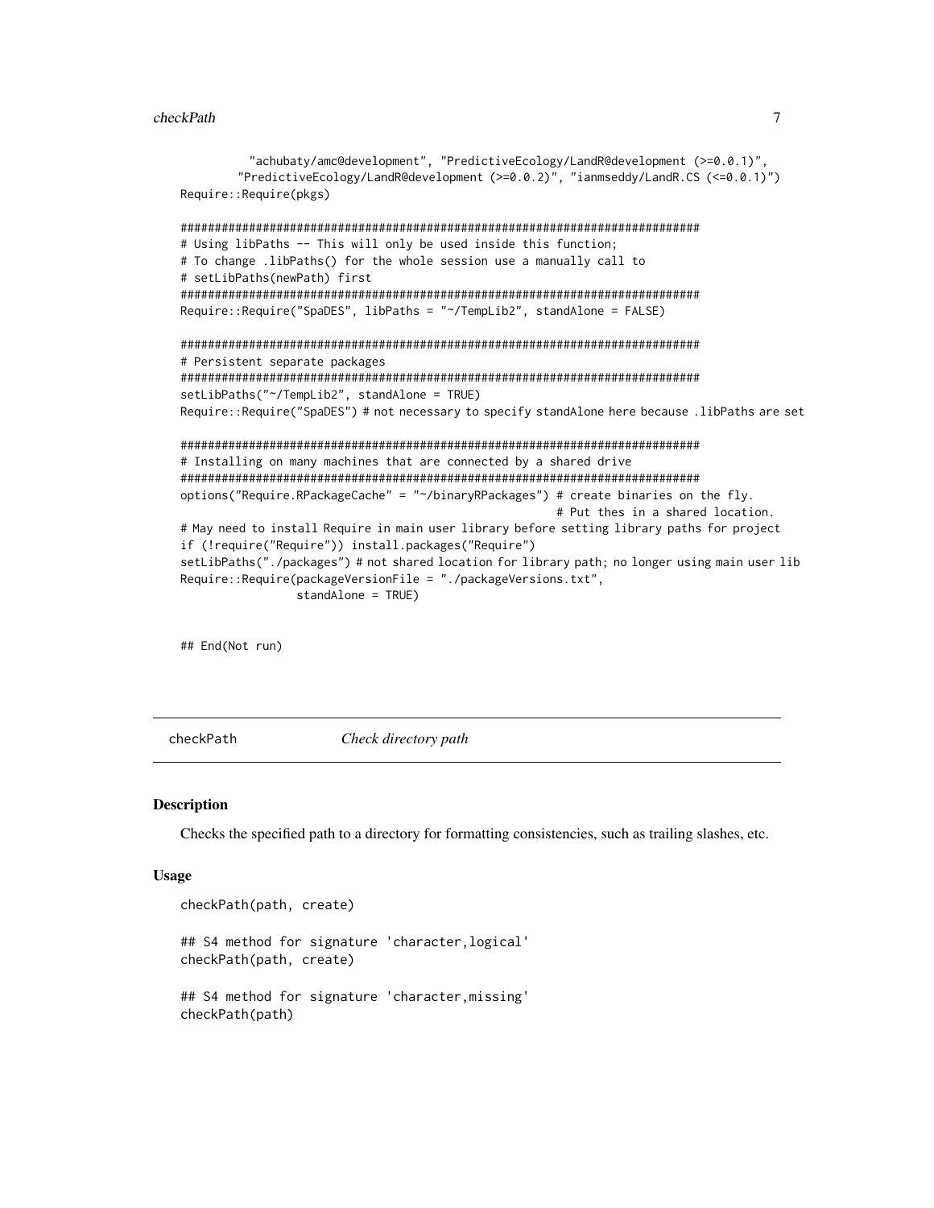```
           "achubaty/amc@development", "PredictiveEcology/LandR@development (>=0.0.1)",
          "PredictiveEcology/LandR@development (>=0.0.2)", "ianmseddy/LandR.CS (<=0.0.1)")
Require::Require(pkgs)

###############################################################################
# Using libPaths -- This will only be used inside this function;
# To change .libPaths() for the whole session use a manually call to
# setLibPaths(newPath) first
###############################################################################
Require::Require("SpaDES", libPaths = "~/TempLib2", standAlone = FALSE)

###############################################################################
# Persistent separate packages
###############################################################################
setLibPaths("~/TempLib2", standAlone = TRUE)
Require::Require("SpaDES") # not necessary to specify standAlone here because .libPaths are set

###############################################################################
# Installing on many machines that are connected by a shared drive
###############################################################################
options("Require.RPackageCache" = "~/binaryRPackages") # create binaries on the fly.
                                                        # Put thes in a shared location.
# May need to install Require in main user library before setting library paths for project
if (!require("Require")) install.packages("Require")
setLibPaths("./packages") # not shared location for library path; no longer using main user lib
Require::Require(packageVersionFile = "./packageVersions.txt",
                 standAlone = TRUE)


## End(Not run)
```

---

## checkPath    *Check directory path*

### Description

Checks the specified path to a directory for formatting consistencies, such as trailing slashes, etc.

### Usage

```
checkPath(path, create)

## S4 method for signature 'character,logical'
checkPath(path, create)

## S4 method for signature 'character,missing'
checkPath(path)
```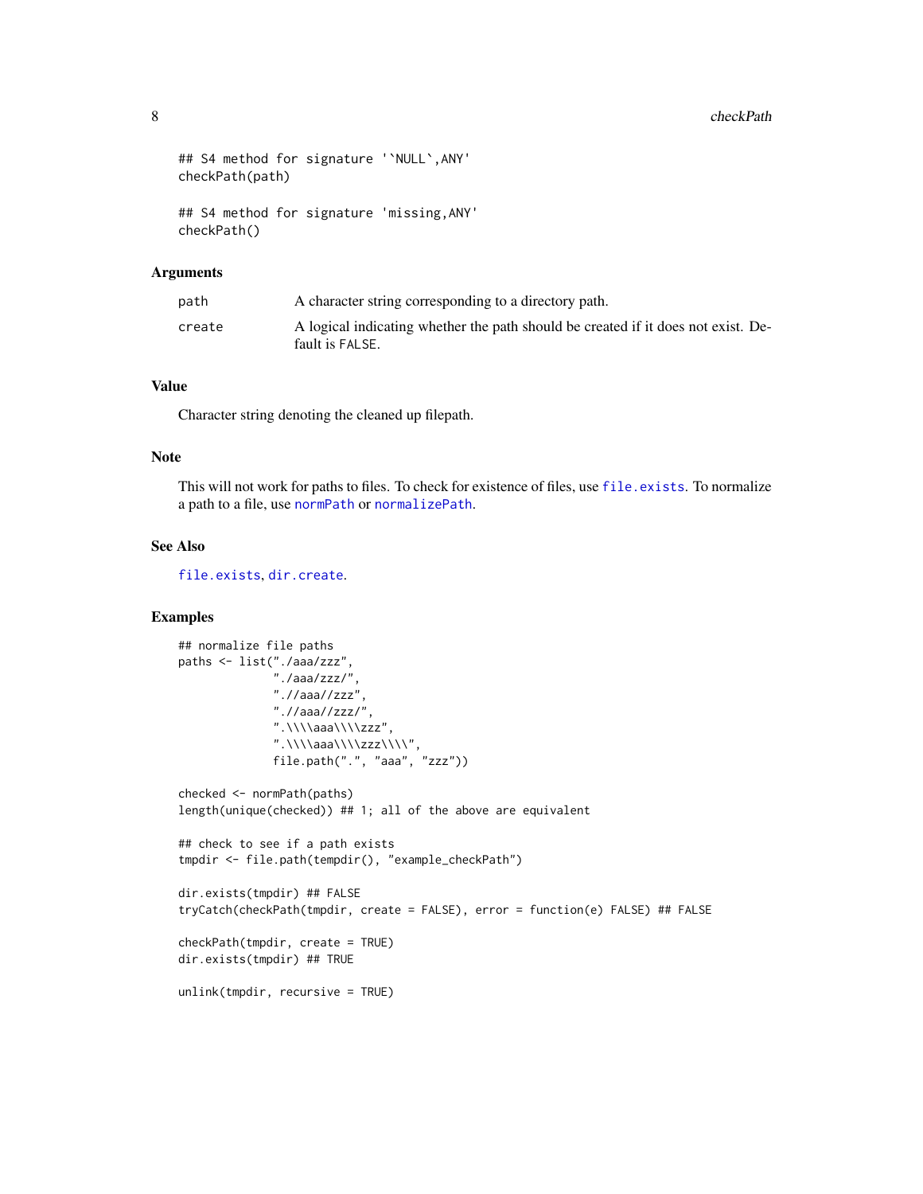```
## S4 method for signature '`NULL`,ANY'
checkPath(path)

## S4 method for signature 'missing,ANY'
checkPath()
```

## Arguments

| | |
|---|---|
| `path` | A character string corresponding to a directory path. |
| `create` | A logical indicating whether the path should be created if it does not exist. Default is `FALSE`. |

## Value

Character string denoting the cleaned up filepath.

## Note

This will not work for paths to files. To check for existence of files, use `file.exists`. To normalize a path to a file, use `normPath` or `normalizePath`.

## See Also

`file.exists`, `dir.create`.

## Examples

```
## normalize file paths
paths <- list("./aaa/zzz",
              "./aaa/zzz/",
              ".//aaa//zzz",
              ".//aaa//zzz/",
              ".\\\\aaa\\\\zzz",
              ".\\\\aaa\\\\zzz\\\\",
              file.path(".", "aaa", "zzz"))

checked <- normPath(paths)
length(unique(checked)) ## 1; all of the above are equivalent

## check to see if a path exists
tmpdir <- file.path(tempdir(), "example_checkPath")

dir.exists(tmpdir) ## FALSE
tryCatch(checkPath(tmpdir, create = FALSE), error = function(e) FALSE) ## FALSE

checkPath(tmpdir, create = TRUE)
dir.exists(tmpdir) ## TRUE

unlink(tmpdir, recursive = TRUE)
```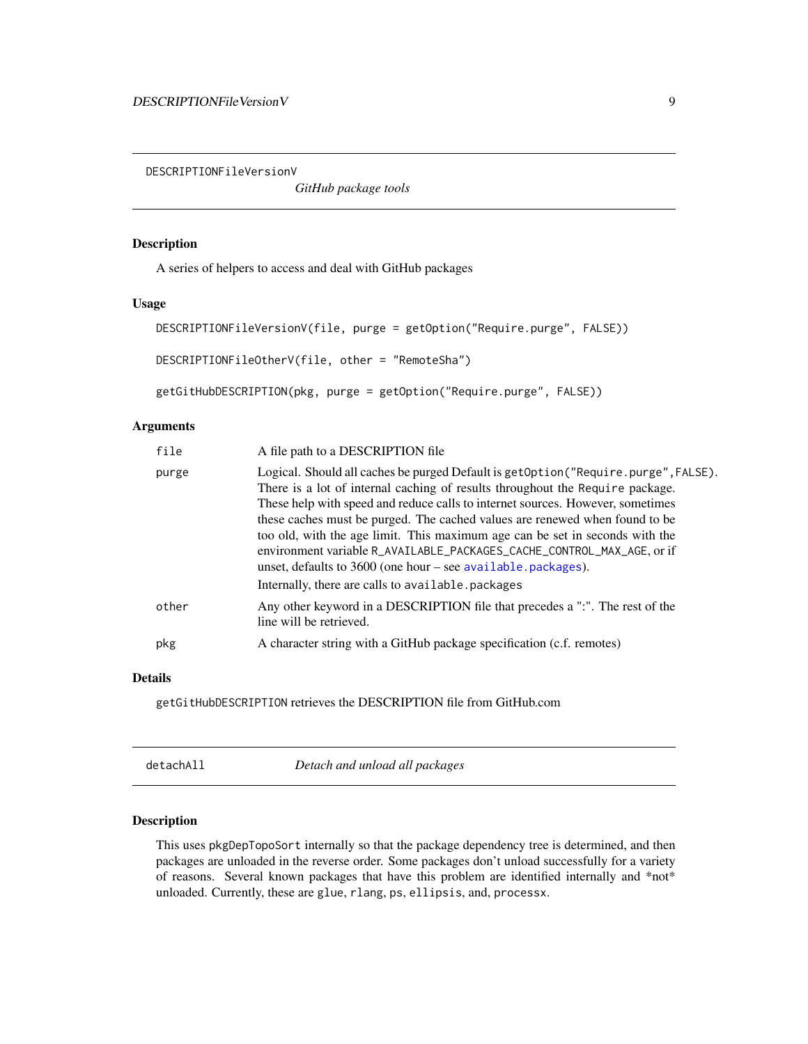## DESCRIPTIONFileVersionV

*GitHub package tools*

### Description

A series of helpers to access and deal with GitHub packages

### Usage

```
DESCRIPTIONFileVersionV(file, purge = getOption("Require.purge", FALSE))

DESCRIPTIONFileOtherV(file, other = "RemoteSha")

getGitHubDESCRIPTION(pkg, purge = getOption("Require.purge", FALSE))
```

### Arguments

| | |
|---|---|
| `file` | A file path to a DESCRIPTION file |
| `purge` | Logical. Should all caches be purged Default is `getOption("Require.purge",FALSE)`. There is a lot of internal caching of results throughout the `Require` package. These help with speed and reduce calls to internet sources. However, sometimes these caches must be purged. The cached values are renewed when found to be too old, with the age limit. This maximum age can be set in seconds with the environment variable `R_AVAILABLE_PACKAGES_CACHE_CONTROL_MAX_AGE`, or if unset, defaults to 3600 (one hour – see `available.packages`).<br>Internally, there are calls to `available.packages` |
| `other` | Any other keyword in a DESCRIPTION file that precedes a ":". The rest of the line will be retrieved. |
| `pkg` | A character string with a GitHub package specification (c.f. remotes) |

### Details

`getGitHubDESCRIPTION` retrieves the DESCRIPTION file from GitHub.com

## detachAll

*Detach and unload all packages*

### Description

This uses `pkgDepTopoSort` internally so that the package dependency tree is determined, and then packages are unloaded in the reverse order. Some packages don't unload successfully for a variety of reasons. Several known packages that have this problem are identified internally and *not* unloaded. Currently, these are `glue`, `rlang`, `ps`, `ellipsis`, and, `processx`.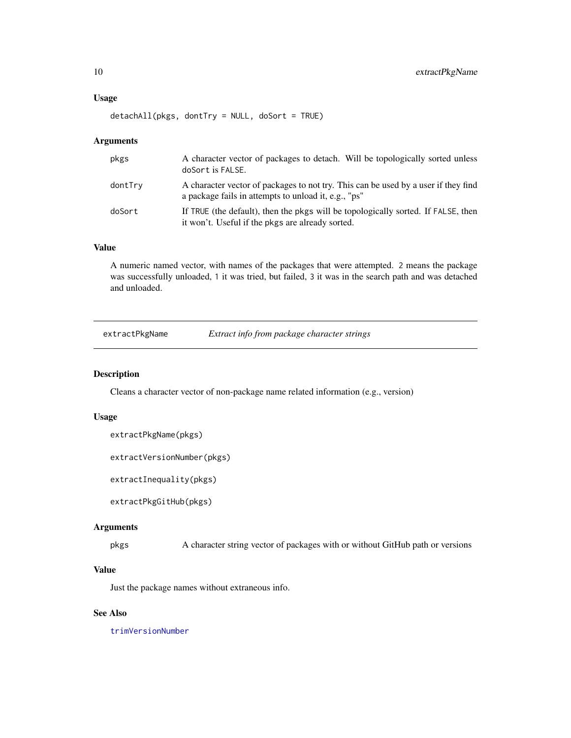### Usage

```
detachAll(pkgs, dontTry = NULL, doSort = TRUE)
```

### Arguments

| | |
|---|---|
| pkgs | A character vector of packages to detach. Will be topologically sorted unless `doSort` is `FALSE`. |
| dontTry | A character vector of packages to not try. This can be used by a user if they find a package fails in attempts to unload it, e.g., "ps" |
| doSort | If `TRUE` (the default), then the `pkgs` will be topologically sorted. If `FALSE`, then it won't. Useful if the `pkgs` are already sorted. |

### Value

A numeric named vector, with names of the packages that were attempted. `2` means the package was successfully unloaded, `1` it was tried, but failed, `3` it was in the search path and was detached and unloaded.

---

## extractPkgName — *Extract info from package character strings*

### Description

Cleans a character vector of non-package name related information (e.g., version)

### Usage

```
extractPkgName(pkgs)

extractVersionNumber(pkgs)

extractInequality(pkgs)

extractPkgGitHub(pkgs)
```

### Arguments

| | |
|---|---|
| pkgs | A character string vector of packages with or without GitHub path or versions |

### Value

Just the package names without extraneous info.

### See Also

trimVersionNumber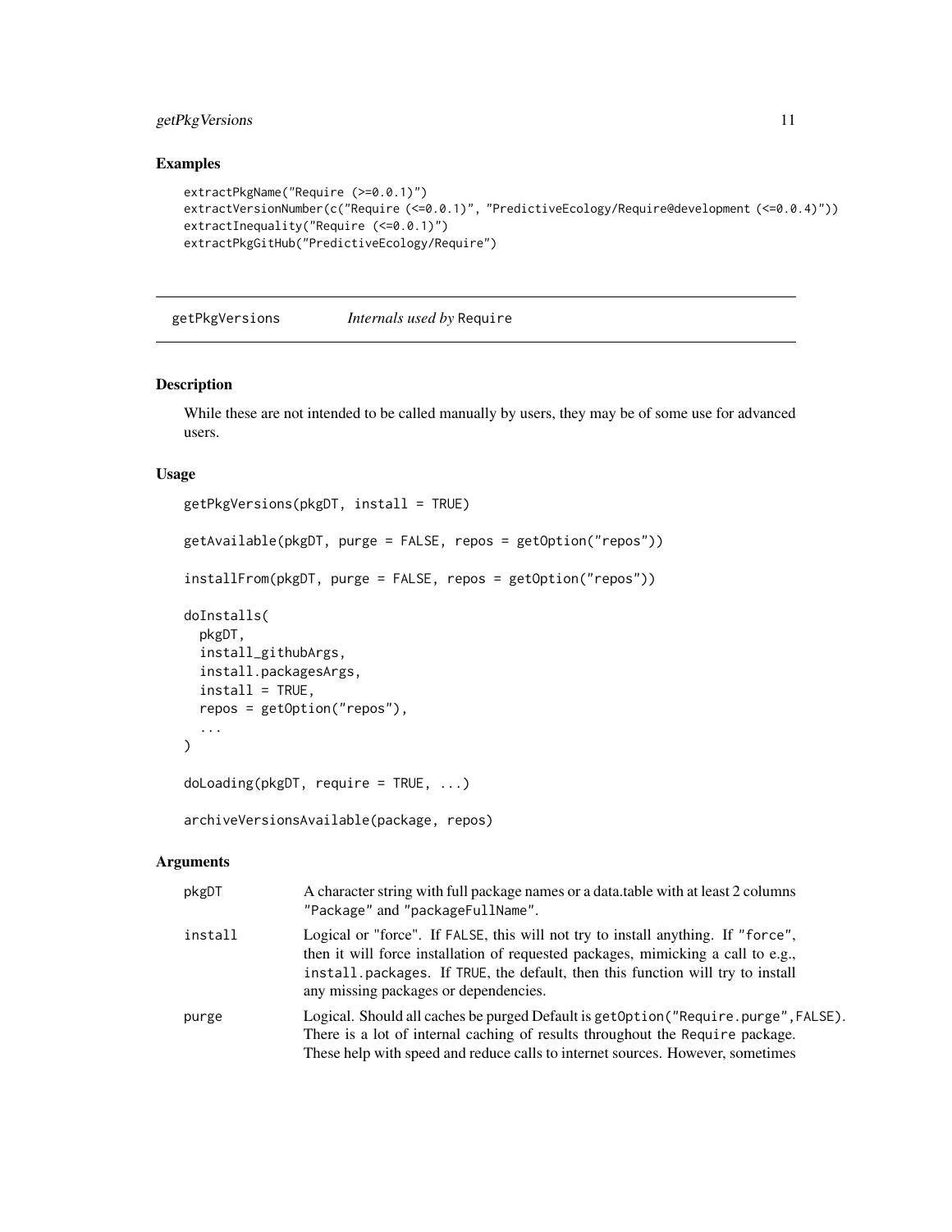## Examples

```
extractPkgName("Require (>=0.0.1)")
extractVersionNumber(c("Require (<=0.0.1)", "PredictiveEcology/Require@development (<=0.0.4)"))
extractInequality("Require (<=0.0.1)")
extractPkgGitHub("PredictiveEcology/Require")
```

---

# getPkgVersions *Internals used by* Require

---

## Description

While these are not intended to be called manually by users, they may be of some use for advanced users.

## Usage

```
getPkgVersions(pkgDT, install = TRUE)

getAvailable(pkgDT, purge = FALSE, repos = getOption("repos"))

installFrom(pkgDT, purge = FALSE, repos = getOption("repos"))

doInstalls(
  pkgDT,
  install_githubArgs,
  install.packagesArgs,
  install = TRUE,
  repos = getOption("repos"),
  ...
)

doLoading(pkgDT, require = TRUE, ...)

archiveVersionsAvailable(package, repos)
```

## Arguments

| | |
|---|---|
| pkgDT | A character string with full package names or a data.table with at least 2 columns "Package" and "packageFullName". |
| install | Logical or "force". If FALSE, this will not try to install anything. If "force", then it will force installation of requested packages, mimicking a call to e.g., install.packages. If TRUE, the default, then this function will try to install any missing packages or dependencies. |
| purge | Logical. Should all caches be purged Default is getOption("Require.purge",FALSE). There is a lot of internal caching of results throughout the Require package. These help with speed and reduce calls to internet sources. However, sometimes |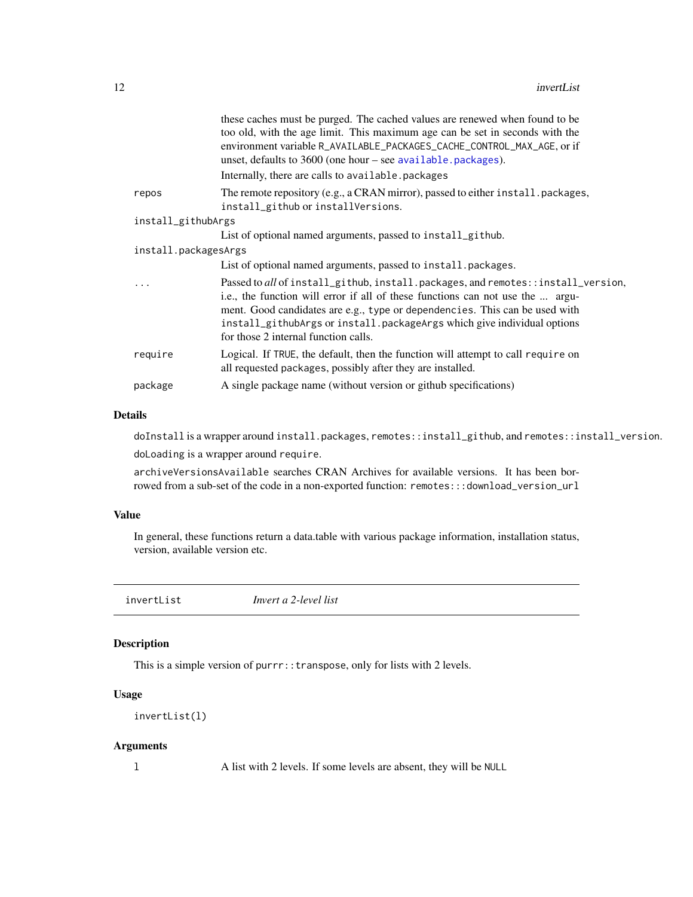these caches must be purged. The cached values are renewed when found to be too old, with the age limit. This maximum age can be set in seconds with the environment variable `R_AVAILABLE_PACKAGES_CACHE_CONTROL_MAX_AGE`, or if unset, defaults to 3600 (one hour – see `available.packages`).

Internally, there are calls to `available.packages`

`repos`
: The remote repository (e.g., a CRAN mirror), passed to either `install.packages`, `install_github` or `installVersions`.

`install_githubArgs`
: List of optional named arguments, passed to `install_github`.

`install.packagesArgs`
: List of optional named arguments, passed to `install.packages`.

`...`
: Passed to *all* of `install_github`, `install.packages`, and `remotes::install_version`, i.e., the function will error if all of these functions can not use the ... argument. Good candidates are e.g., `type` or `dependencies`. This can be used with `install_githubArgs` or `install.packageArgs` which give individual options for those 2 internal function calls.

`require`
: Logical. If `TRUE`, the default, then the function will attempt to call `require` on all requested `packages`, possibly after they are installed.

`package`
: A single package name (without version or github specifications)

### Details

`doInstall` is a wrapper around `install.packages`, `remotes::install_github`, and `remotes::install_version`.

`doLoading` is a wrapper around `require`.

`archiveVersionsAvailable` searches CRAN Archives for available versions. It has been borrowed from a sub-set of the code in a non-exported function: `remotes:::download_version_url`

### Value

In general, these functions return a data.table with various package information, installation status, version, available version etc.

---

## invertList — *Invert a 2-level list*

### Description

This is a simple version of `purrr::transpose`, only for lists with 2 levels.

### Usage

```
invertList(l)
```

### Arguments

`l`
: A list with 2 levels. If some levels are absent, they will be `NULL`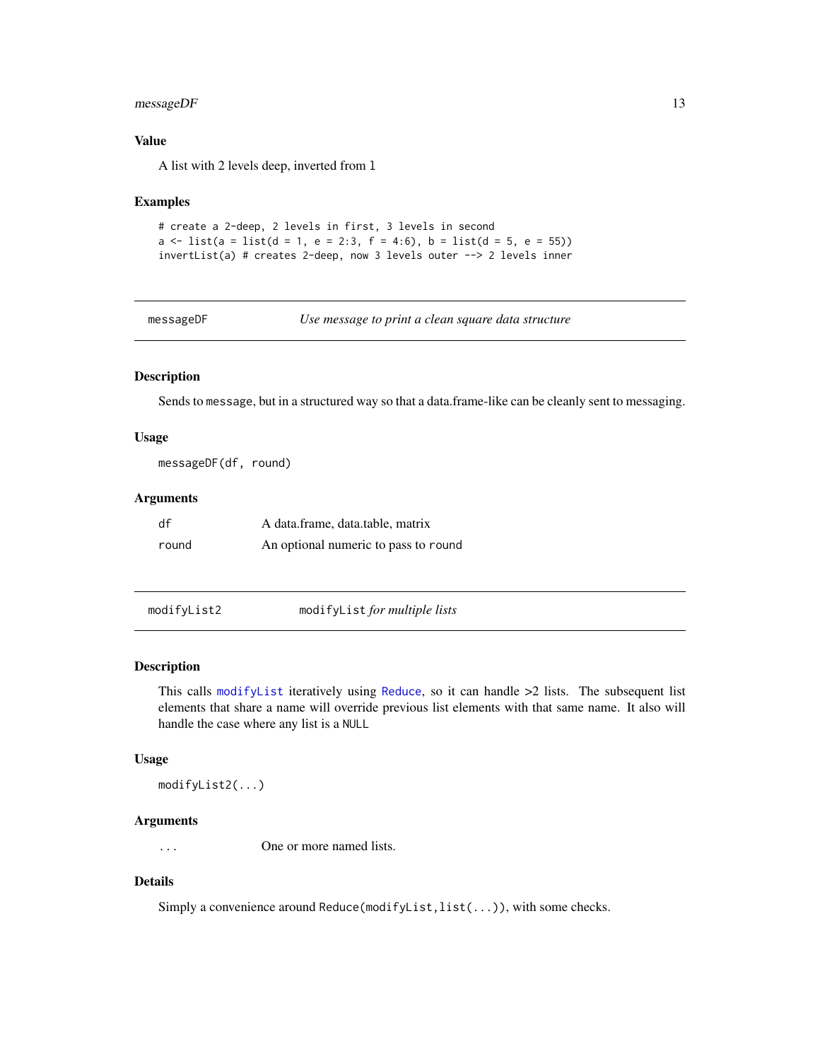### Value

A list with 2 levels deep, inverted from `l`

### Examples

```
# create a 2-deep, 2 levels in first, 3 levels in second
a <- list(a = list(d = 1, e = 2:3, f = 4:6), b = list(d = 5, e = 55))
invertList(a) # creates 2-deep, now 3 levels outer --> 2 levels inner
```

---

## messageDF — *Use message to print a clean square data structure*

### Description

Sends to `message`, but in a structured way so that a data.frame-like can be cleanly sent to messaging.

### Usage

```
messageDF(df, round)
```

### Arguments

| | |
|---|---|
| `df` | A data.frame, data.table, matrix |
| `round` | An optional numeric to pass to `round` |

---

## modifyList2 — `modifyList` *for multiple lists*

### Description

This calls `modifyList` iteratively using `Reduce`, so it can handle >2 lists. The subsequent list elements that share a name will override previous list elements with that same name. It also will handle the case where any list is a `NULL`

### Usage

```
modifyList2(...)
```

### Arguments

| | |
|---|---|
| `...` | One or more named lists. |

### Details

Simply a convenience around `Reduce(modifyList,list(...))`, with some checks.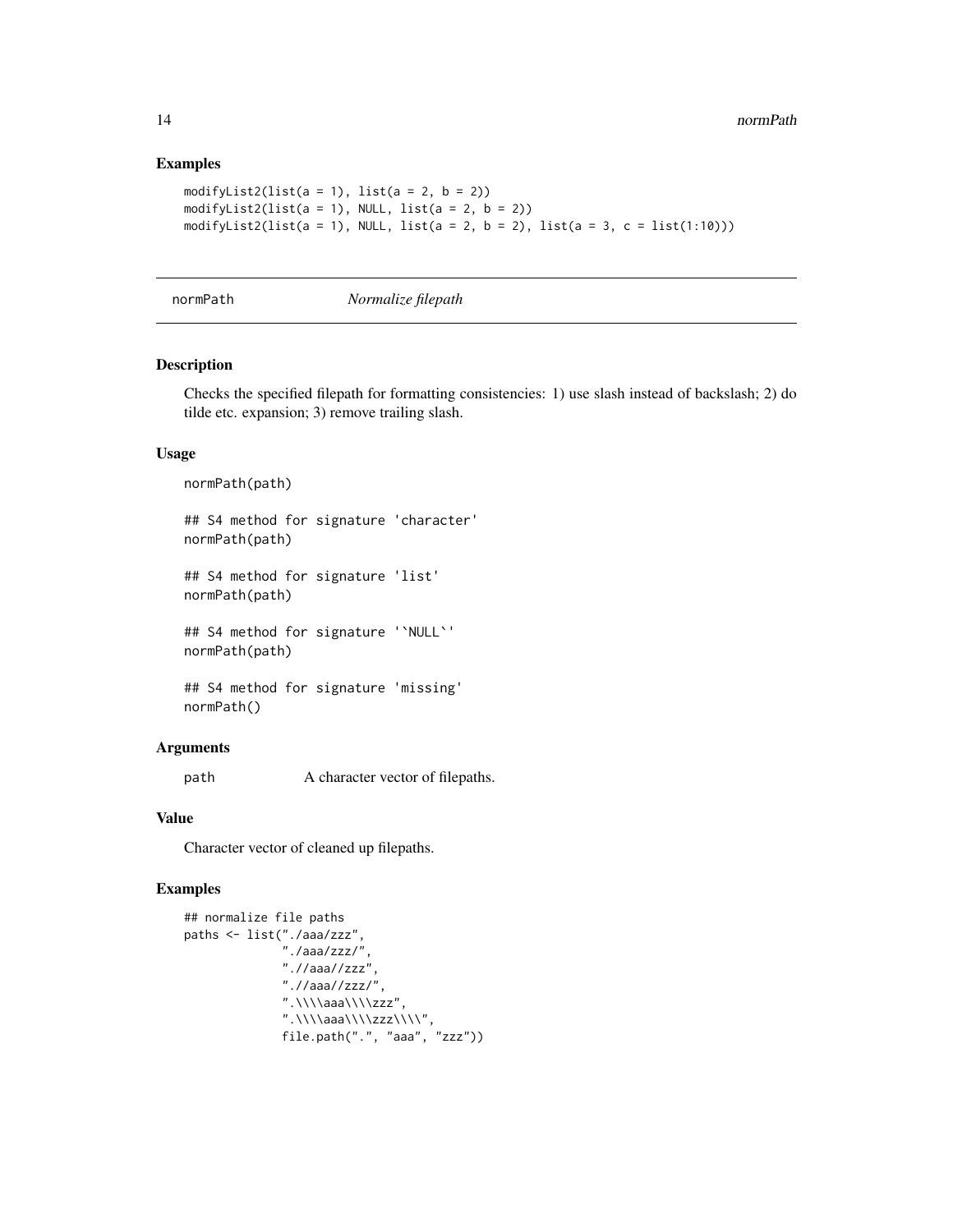### Examples

```
modifyList2(list(a = 1), list(a = 2, b = 2))
modifyList2(list(a = 1), NULL, list(a = 2, b = 2))
modifyList2(list(a = 1), NULL, list(a = 2, b = 2), list(a = 3, c = list(1:10)))
```

## normPath — *Normalize filepath*

### Description

Checks the specified filepath for formatting consistencies: 1) use slash instead of backslash; 2) do tilde etc. expansion; 3) remove trailing slash.

### Usage

```
normPath(path)

## S4 method for signature 'character'
normPath(path)

## S4 method for signature 'list'
normPath(path)

## S4 method for signature '`NULL`'
normPath(path)

## S4 method for signature 'missing'
normPath()
```

### Arguments

| | |
|---|---|
| path | A character vector of filepaths. |

### Value

Character vector of cleaned up filepaths.

### Examples

```
## normalize file paths
paths <- list("./aaa/zzz",
              "./aaa/zzz/",
              ".//aaa//zzz",
              ".//aaa//zzz/",
              ".\\\\aaa\\\\zzz",
              ".\\\\aaa\\\\zzz\\\\",
              file.path(".", "aaa", "zzz"))
```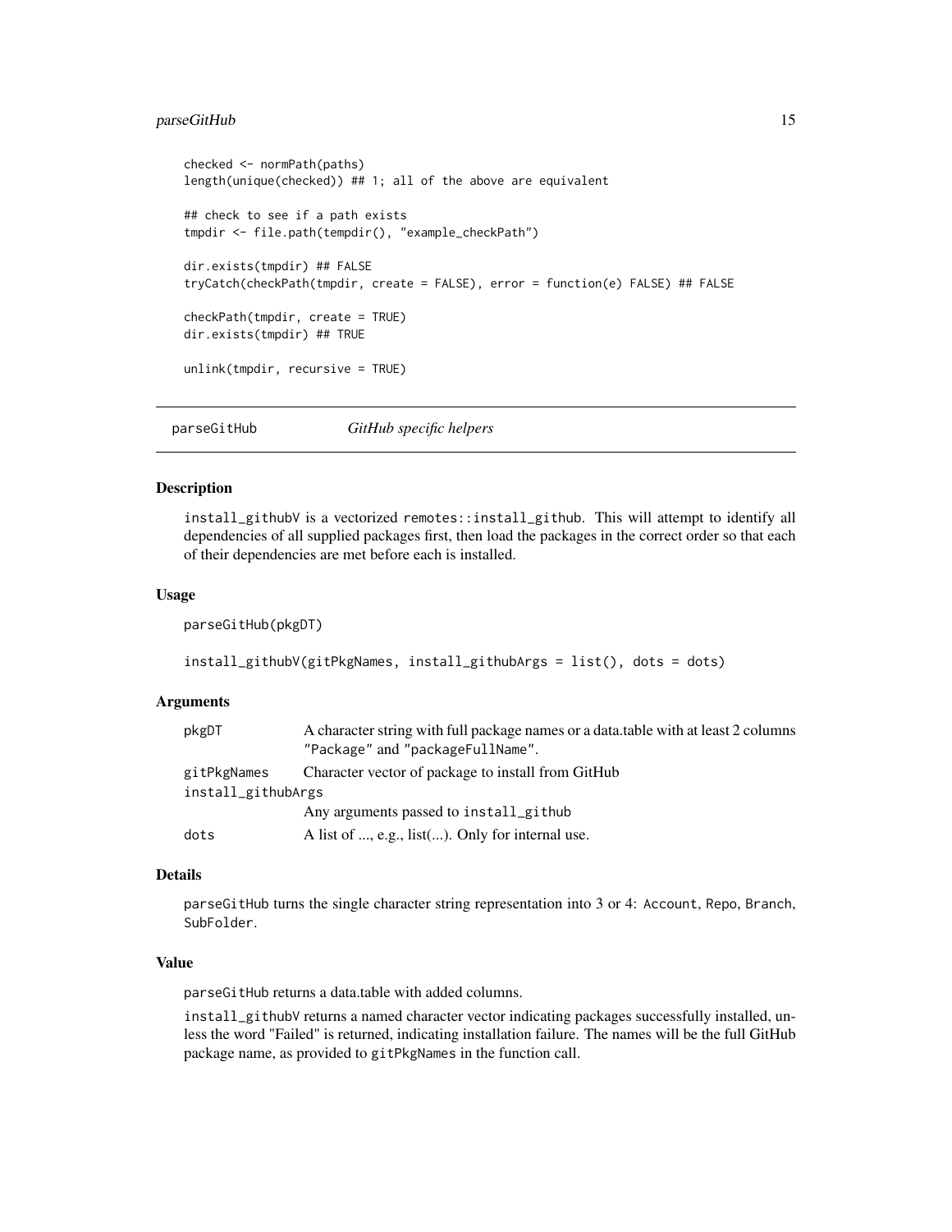```
checked <- normPath(paths)
length(unique(checked)) ## 1; all of the above are equivalent

## check to see if a path exists
tmpdir <- file.path(tempdir(), "example_checkPath")

dir.exists(tmpdir) ## FALSE
tryCatch(checkPath(tmpdir, create = FALSE), error = function(e) FALSE) ## FALSE

checkPath(tmpdir, create = TRUE)
dir.exists(tmpdir) ## TRUE

unlink(tmpdir, recursive = TRUE)
```

## parseGitHub — *GitHub specific helpers*

### Description

install_githubV is a vectorized remotes::install_github. This will attempt to identify all dependencies of all supplied packages first, then load the packages in the correct order so that each of their dependencies are met before each is installed.

### Usage

```
parseGitHub(pkgDT)

install_githubV(gitPkgNames, install_githubArgs = list(), dots = dots)
```

### Arguments

| | |
|---|---|
| pkgDT | A character string with full package names or a data.table with at least 2 columns "Package" and "packageFullName". |
| gitPkgNames | Character vector of package to install from GitHub |
| install_githubArgs | Any arguments passed to install_github |
| dots | A list of ..., e.g., list(...). Only for internal use. |

### Details

parseGitHub turns the single character string representation into 3 or 4: Account, Repo, Branch, SubFolder.

### Value

parseGitHub returns a data.table with added columns.

install_githubV returns a named character vector indicating packages successfully installed, unless the word "Failed" is returned, indicating installation failure. The names will be the full GitHub package name, as provided to gitPkgNames in the function call.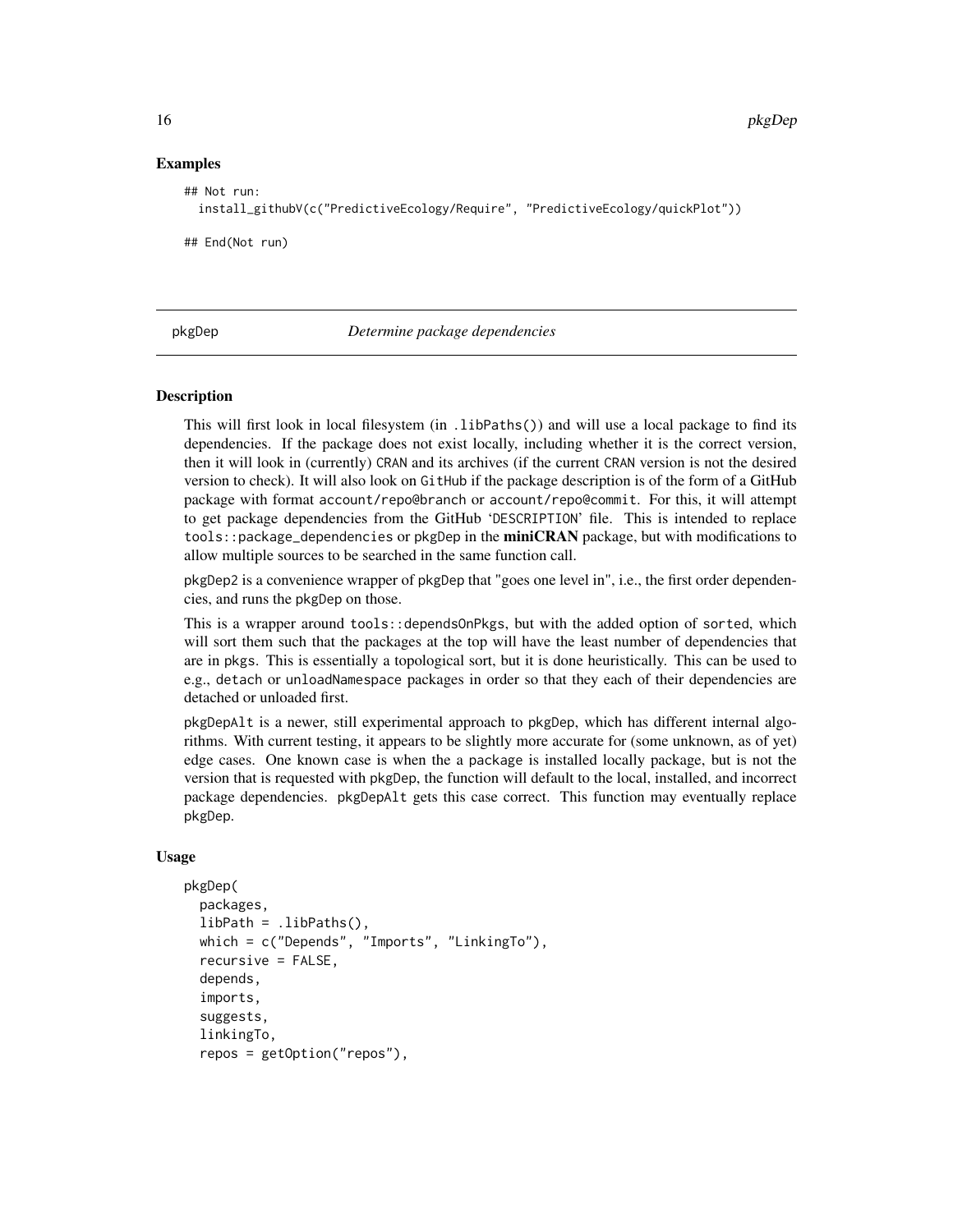### Examples

```
## Not run:
  install_githubV(c("PredictiveEcology/Require", "PredictiveEcology/quickPlot"))

## End(Not run)
```

---

## pkgDep — *Determine package dependencies*

---

### Description

This will first look in local filesystem (in `.libPaths()`) and will use a local package to find its dependencies. If the package does not exist locally, including whether it is the correct version, then it will look in (currently) `CRAN` and its archives (if the current `CRAN` version is not the desired version to check). It will also look on `GitHub` if the package description is of the form of a GitHub package with format `account/repo@branch` or `account/repo@commit`. For this, it will attempt to get package dependencies from the GitHub 'DESCRIPTION' file. This is intended to replace `tools::package_dependencies` or `pkgDep` in the **miniCRAN** package, but with modifications to allow multiple sources to be searched in the same function call.

`pkgDep2` is a convenience wrapper of `pkgDep` that "goes one level in", i.e., the first order dependencies, and runs the `pkgDep` on those.

This is a wrapper around `tools::dependsOnPkgs`, but with the added option of `sorted`, which will sort them such that the packages at the top will have the least number of dependencies that are in `pkgs`. This is essentially a topological sort, but it is done heuristically. This can be used to e.g., `detach` or `unloadNamespace` packages in order so that they each of their dependencies are detached or unloaded first.

`pkgDepAlt` is a newer, still experimental approach to `pkgDep`, which has different internal algorithms. With current testing, it appears to be slightly more accurate for (some unknown, as of yet) edge cases. One known case is when the a `package` is installed locally package, but is not the version that is requested with `pkgDep`, the function will default to the local, installed, and incorrect package dependencies. `pkgDepAlt` gets this case correct. This function may eventually replace `pkgDep`.

### Usage

```
pkgDep(
  packages,
  libPath = .libPaths(),
  which = c("Depends", "Imports", "LinkingTo"),
  recursive = FALSE,
  depends,
  imports,
  suggests,
  linkingTo,
  repos = getOption("repos"),
```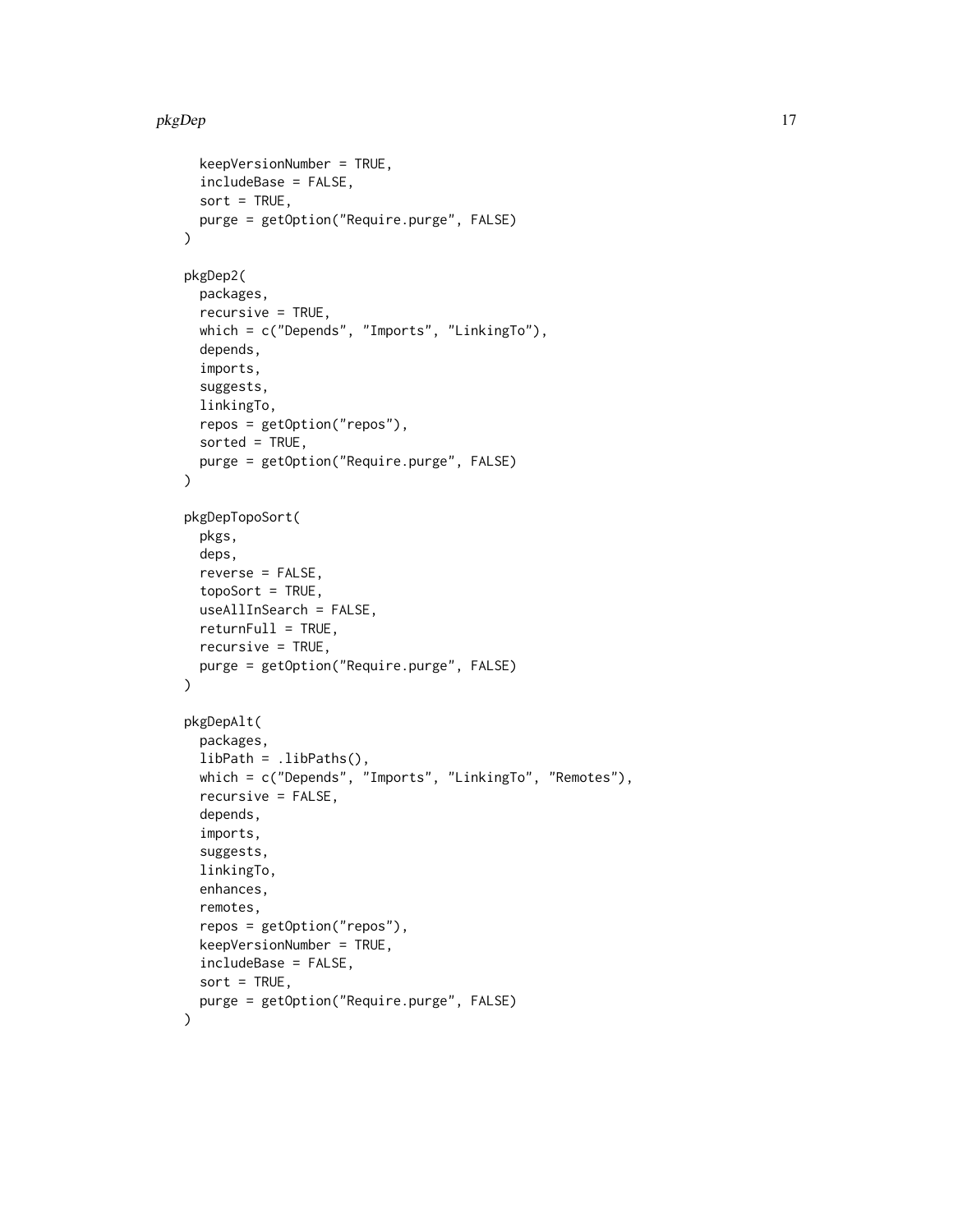```
  keepVersionNumber = TRUE,
  includeBase = FALSE,
  sort = TRUE,
  purge = getOption("Require.purge", FALSE)
)

pkgDep2(
  packages,
  recursive = TRUE,
  which = c("Depends", "Imports", "LinkingTo"),
  depends,
  imports,
  suggests,
  linkingTo,
  repos = getOption("repos"),
  sorted = TRUE,
  purge = getOption("Require.purge", FALSE)
)

pkgDepTopoSort(
  pkgs,
  deps,
  reverse = FALSE,
  topoSort = TRUE,
  useAllInSearch = FALSE,
  returnFull = TRUE,
  recursive = TRUE,
  purge = getOption("Require.purge", FALSE)
)

pkgDepAlt(
  packages,
  libPath = .libPaths(),
  which = c("Depends", "Imports", "LinkingTo", "Remotes"),
  recursive = FALSE,
  depends,
  imports,
  suggests,
  linkingTo,
  enhances,
  remotes,
  repos = getOption("repos"),
  keepVersionNumber = TRUE,
  includeBase = FALSE,
  sort = TRUE,
  purge = getOption("Require.purge", FALSE)
)
```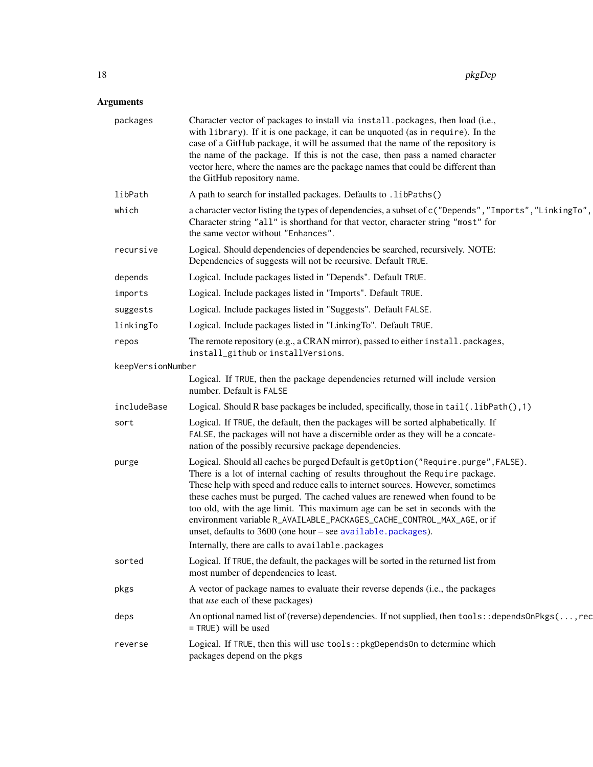## Arguments

| | |
|---|---|
| `packages` | Character vector of packages to install via `install.packages`, then load (i.e., with `library`). If it is one package, it can be unquoted (as in `require`). In the case of a GitHub package, it will be assumed that the name of the repository is the name of the package. If this is not the case, then pass a named character vector here, where the names are the package names that could be different than the GitHub repository name. |
| `libPath` | A path to search for installed packages. Defaults to `.libPaths()` |
| `which` | a character vector listing the types of dependencies, a subset of `c("Depends","Imports","LinkingTo",` Character string `"all"` is shorthand for that vector, character string `"most"` for the same vector without `"Enhances"`. |
| `recursive` | Logical. Should dependencies of dependencies be searched, recursively. NOTE: Dependencies of suggests will not be recursive. Default `TRUE`. |
| `depends` | Logical. Include packages listed in "Depends". Default `TRUE`. |
| `imports` | Logical. Include packages listed in "Imports". Default `TRUE`. |
| `suggests` | Logical. Include packages listed in "Suggests". Default `FALSE`. |
| `linkingTo` | Logical. Include packages listed in "LinkingTo". Default `TRUE`. |
| `repos` | The remote repository (e.g., a CRAN mirror), passed to either `install.packages`, `install_github` or `installVersions`. |
| `keepVersionNumber` | Logical. If `TRUE`, then the package dependencies returned will include version number. Default is `FALSE` |
| `includeBase` | Logical. Should R base packages be included, specifically, those in `tail(.libPath(),1)` |
| `sort` | Logical. If `TRUE`, the default, then the packages will be sorted alphabetically. If `FALSE`, the packages will not have a discernible order as they will be a concatenation of the possibly recursive package dependencies. |
| `purge` | Logical. Should all caches be purged Default is `getOption("Require.purge",FALSE)`. There is a lot of internal caching of results throughout the `Require` package. These help with speed and reduce calls to internet sources. However, sometimes these caches must be purged. The cached values are renewed when found to be too old, with the age limit. This maximum age can be set in seconds with the environment variable `R_AVAILABLE_PACKAGES_CACHE_CONTROL_MAX_AGE`, or if unset, defaults to 3600 (one hour – see `available.packages`). Internally, there are calls to `available.packages` |
| `sorted` | Logical. If `TRUE`, the default, the packages will be sorted in the returned list from most number of dependencies to least. |
| `pkgs` | A vector of package names to evaluate their reverse depends (i.e., the packages that *use* each of these packages) |
| `deps` | An optional named list of (reverse) dependencies. If not supplied, then `tools::dependsOnPkgs(...,rec = TRUE)` will be used |
| `reverse` | Logical. If `TRUE`, then this will use `tools::pkgDependsOn` to determine which packages depend on the `pkgs` |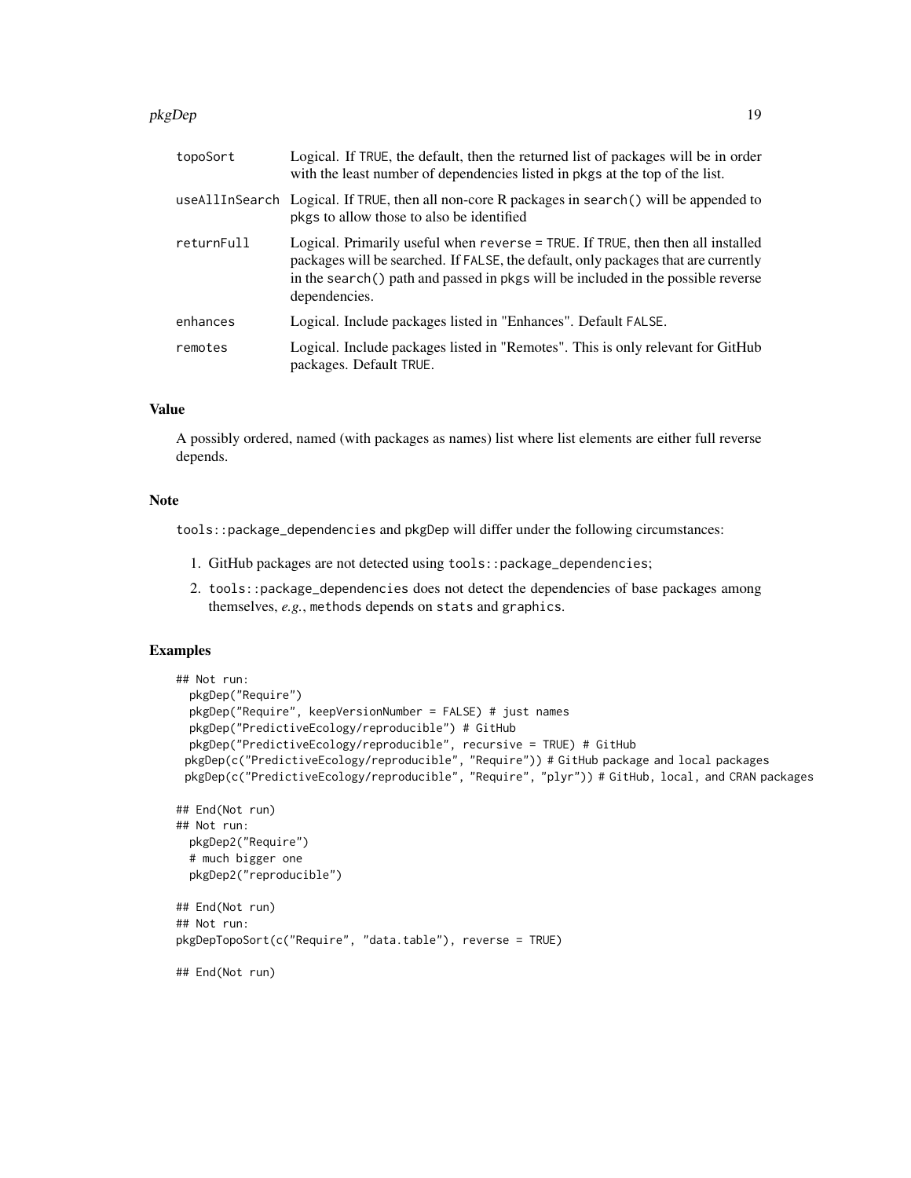| | |
|---|---|
| `topoSort` | Logical. If `TRUE`, the default, then the returned list of packages will be in order with the least number of dependencies listed in `pkgs` at the top of the list. |
| `useAllInSearch` | Logical. If `TRUE`, then all non-core R packages in `search()` will be appended to `pkgs` to allow those to also be identified |
| `returnFull` | Logical. Primarily useful when `reverse = TRUE`. If `TRUE`, then then all installed packages will be searched. If `FALSE`, the default, only packages that are currently in the `search()` path and passed in `pkgs` will be included in the possible reverse dependencies. |
| `enhances` | Logical. Include packages listed in "Enhances". Default `FALSE`. |
| `remotes` | Logical. Include packages listed in "Remotes". This is only relevant for GitHub packages. Default `TRUE`. |

### Value

A possibly ordered, named (with packages as names) list where list elements are either full reverse depends.

### Note

`tools::package_dependencies` and `pkgDep` will differ under the following circumstances:

1. GitHub packages are not detected using `tools::package_dependencies`;
2. `tools::package_dependencies` does not detect the dependencies of base packages among themselves, *e.g.*, `methods` depends on `stats` and `graphics`.

### Examples

```
## Not run:
  pkgDep("Require")
  pkgDep("Require", keepVersionNumber = FALSE) # just names
  pkgDep("PredictiveEcology/reproducible") # GitHub
  pkgDep("PredictiveEcology/reproducible", recursive = TRUE) # GitHub
 pkgDep(c("PredictiveEcology/reproducible", "Require")) # GitHub package and local packages
 pkgDep(c("PredictiveEcology/reproducible", "Require", "plyr")) # GitHub, local, and CRAN packages

## End(Not run)
## Not run:
  pkgDep2("Require")
  # much bigger one
  pkgDep2("reproducible")

## End(Not run)
## Not run:
pkgDepTopoSort(c("Require", "data.table"), reverse = TRUE)

## End(Not run)
```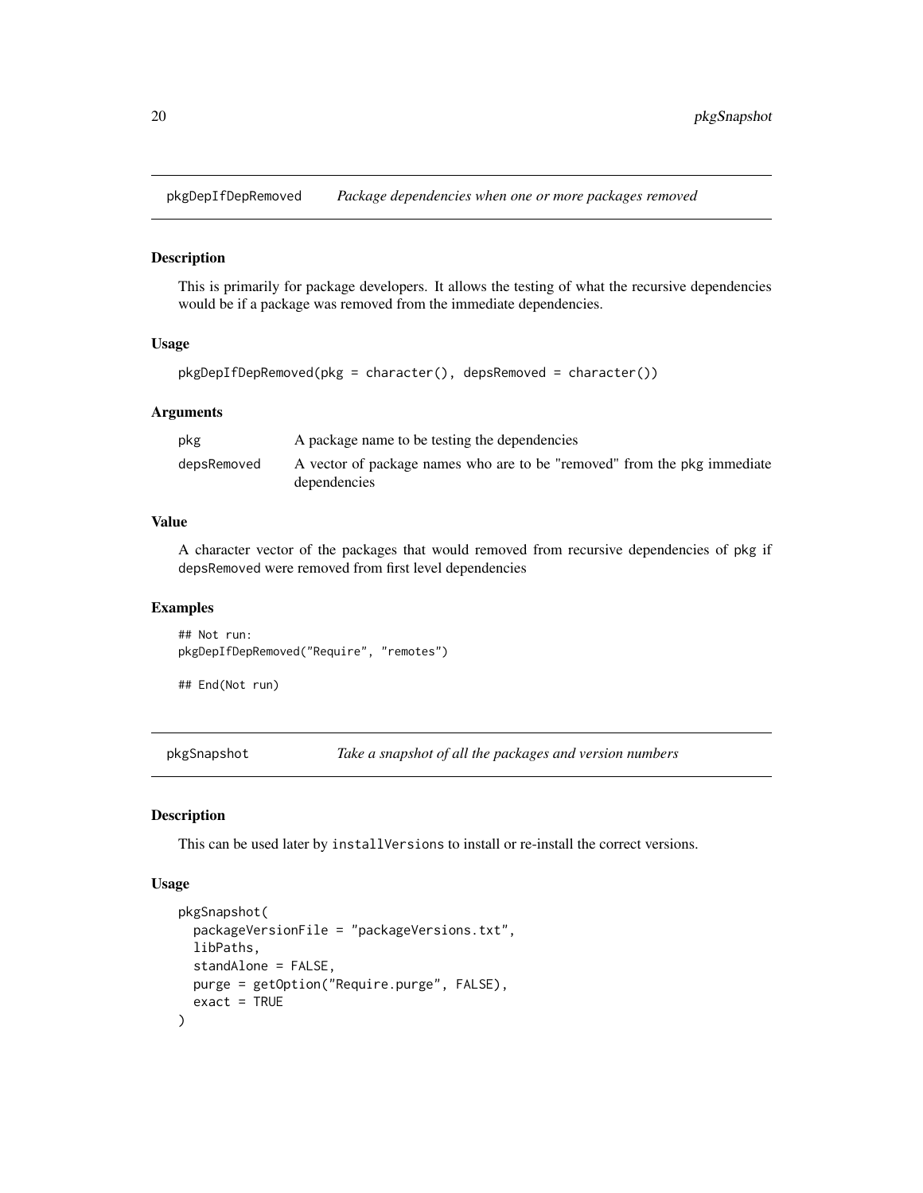## pkgDepIfDepRemoved — *Package dependencies when one or more packages removed*

### Description

This is primarily for package developers. It allows the testing of what the recursive dependencies would be if a package was removed from the immediate dependencies.

### Usage

```
pkgDepIfDepRemoved(pkg = character(), depsRemoved = character())
```

### Arguments

| | |
|---|---|
| pkg | A package name to be testing the dependencies |
| depsRemoved | A vector of package names who are to be "removed" from the pkg immediate dependencies |

### Value

A character vector of the packages that would removed from recursive dependencies of pkg if depsRemoved were removed from first level dependencies

### Examples

```
## Not run:
pkgDepIfDepRemoved("Require", "remotes")

## End(Not run)
```

## pkgSnapshot — *Take a snapshot of all the packages and version numbers*

### Description

This can be used later by installVersions to install or re-install the correct versions.

### Usage

```
pkgSnapshot(
  packageVersionFile = "packageVersions.txt",
  libPaths,
  standAlone = FALSE,
  purge = getOption("Require.purge", FALSE),
  exact = TRUE
)
```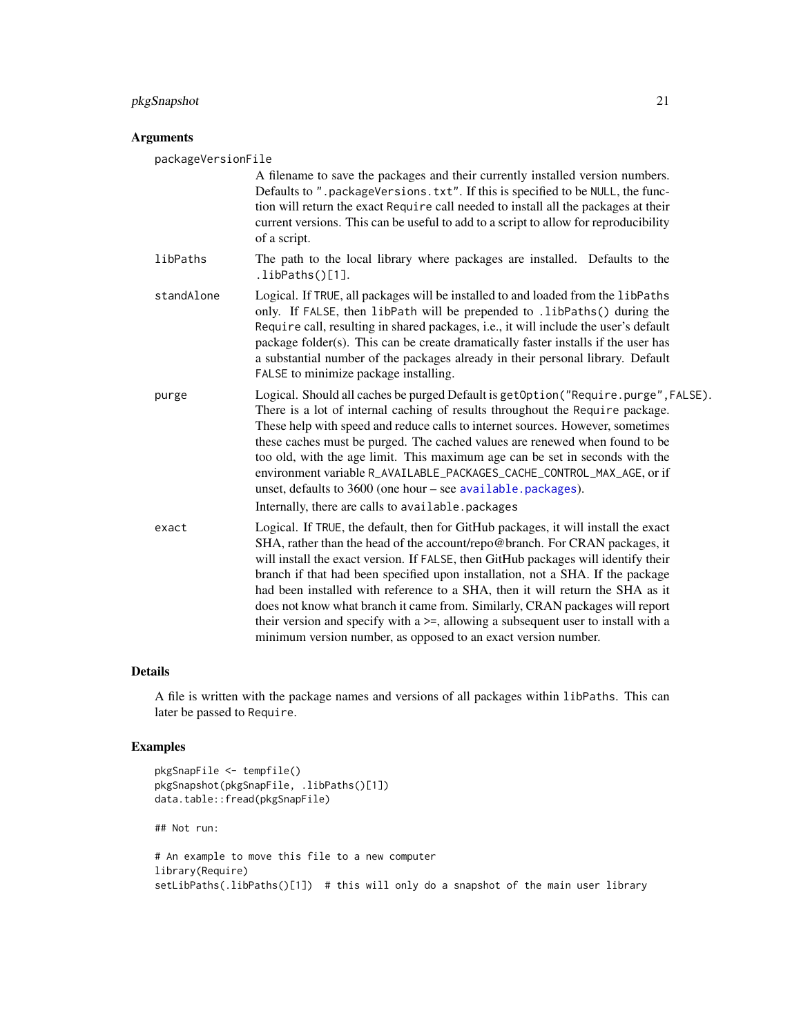## Arguments

**packageVersionFile**
A filename to save the packages and their currently installed version numbers. Defaults to `".packageVersions.txt"`. If this is specified to be `NULL`, the function will return the exact `Require` call needed to install all the packages at their current versions. This can be useful to add to a script to allow for reproducibility of a script.

**libPaths**
The path to the local library where packages are installed. Defaults to the `.libPaths()[1]`.

**standAlone**
Logical. If `TRUE`, all packages will be installed to and loaded from the `libPaths` only. If `FALSE`, then `libPath` will be prepended to `.libPaths()` during the `Require` call, resulting in shared packages, i.e., it will include the user's default package folder(s). This can be create dramatically faster installs if the user has a substantial number of the packages already in their personal library. Default `FALSE` to minimize package installing.

**purge**
Logical. Should all caches be purged Default is `getOption("Require.purge",FALSE)`. There is a lot of internal caching of results throughout the `Require` package. These help with speed and reduce calls to internet sources. However, sometimes these caches must be purged. The cached values are renewed when found to be too old, with the age limit. This maximum age can be set in seconds with the environment variable `R_AVAILABLE_PACKAGES_CACHE_CONTROL_MAX_AGE`, or if unset, defaults to 3600 (one hour – see `available.packages`).

Internally, there are calls to `available.packages`

**exact**
Logical. If `TRUE`, the default, then for GitHub packages, it will install the exact SHA, rather than the head of the account/repo@branch. For CRAN packages, it will install the exact version. If `FALSE`, then GitHub packages will identify their branch if that had been specified upon installation, not a SHA. If the package had been installed with reference to a SHA, then it will return the SHA as it does not know what branch it came from. Similarly, CRAN packages will report their version and specify with a >=, allowing a subsequent user to install with a minimum version number, as opposed to an exact version number.

## Details

A file is written with the package names and versions of all packages within `libPaths`. This can later be passed to `Require`.

## Examples

```
pkgSnapFile <- tempfile()
pkgSnapshot(pkgSnapFile, .libPaths()[1])
data.table::fread(pkgSnapFile)

## Not run:

# An example to move this file to a new computer
library(Require)
setLibPaths(.libPaths()[1])  # this will only do a snapshot of the main user library
```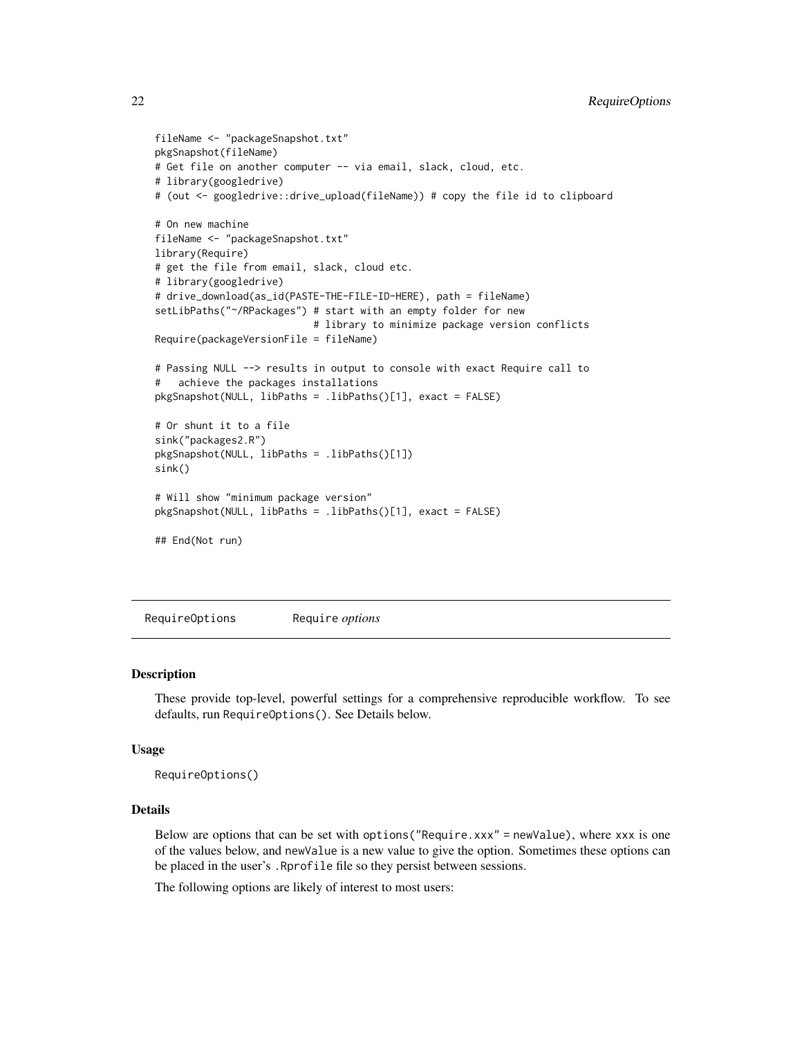```
fileName <- "packageSnapshot.txt"
pkgSnapshot(fileName)
# Get file on another computer -- via email, slack, cloud, etc.
# library(googledrive)
# (out <- googledrive::drive_upload(fileName)) # copy the file id to clipboard

# On new machine
fileName <- "packageSnapshot.txt"
library(Require)
# get the file from email, slack, cloud etc.
# library(googledrive)
# drive_download(as_id(PASTE-THE-FILE-ID-HERE), path = fileName)
setLibPaths("~/RPackages") # start with an empty folder for new
                           # library to minimize package version conflicts
Require(packageVersionFile = fileName)

# Passing NULL --> results in output to console with exact Require call to
#   achieve the packages installations
pkgSnapshot(NULL, libPaths = .libPaths()[1], exact = FALSE)

# Or shunt it to a file
sink("packages2.R")
pkgSnapshot(NULL, libPaths = .libPaths()[1])
sink()

# Will show "minimum package version"
pkgSnapshot(NULL, libPaths = .libPaths()[1], exact = FALSE)

## End(Not run)
```

## RequireOptions — Require *options*

### Description

These provide top-level, powerful settings for a comprehensive reproducible workflow. To see defaults, run `RequireOptions()`. See Details below.

### Usage

```
RequireOptions()
```

### Details

Below are options that can be set with `options("Require.xxx" = newValue)`, where `xxx` is one of the values below, and `newValue` is a new value to give the option. Sometimes these options can be placed in the user's `.Rprofile` file so they persist between sessions.

The following options are likely of interest to most users: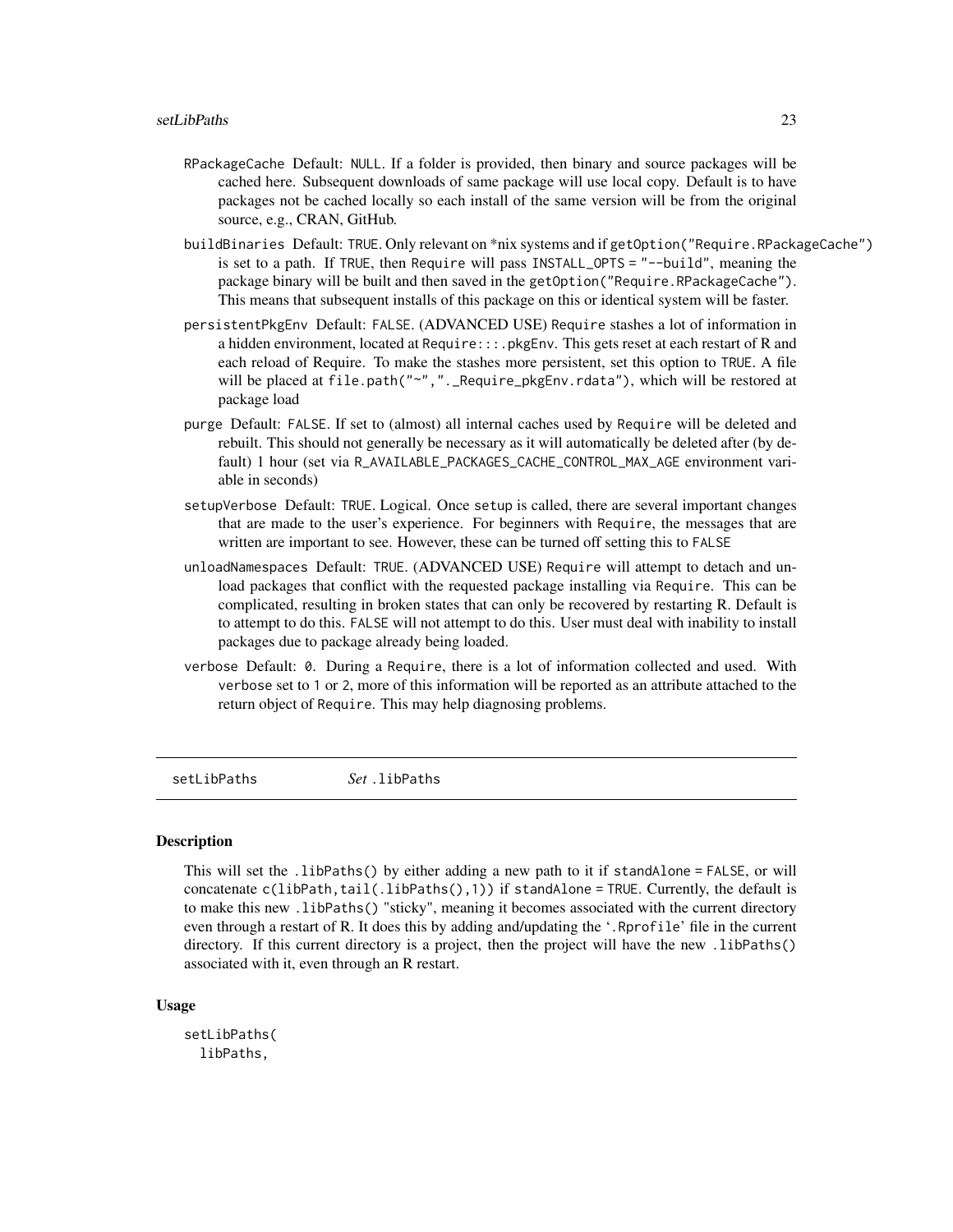RPackageCache Default: NULL. If a folder is provided, then binary and source packages will be cached here. Subsequent downloads of same package will use local copy. Default is to have packages not be cached locally so each install of the same version will be from the original source, e.g., CRAN, GitHub.

buildBinaries Default: TRUE. Only relevant on *nix systems and if getOption("Require.RPackageCache") is set to a path. If TRUE, then Require will pass INSTALL_OPTS = "--build", meaning the package binary will be built and then saved in the getOption("Require.RPackageCache"). This means that subsequent installs of this package on this or identical system will be faster.

persistentPkgEnv Default: FALSE. (ADVANCED USE) Require stashes a lot of information in a hidden environment, located at Require:::.pkgEnv. This gets reset at each restart of R and each reload of Require. To make the stashes more persistent, set this option to TRUE. A file will be placed at file.path("~","._Require_pkgEnv.rdata"), which will be restored at package load

purge Default: FALSE. If set to (almost) all internal caches used by Require will be deleted and rebuilt. This should not generally be necessary as it will automatically be deleted after (by default) 1 hour (set via R_AVAILABLE_PACKAGES_CACHE_CONTROL_MAX_AGE environment variable in seconds)

setupVerbose Default: TRUE. Logical. Once setup is called, there are several important changes that are made to the user's experience. For beginners with Require, the messages that are written are important to see. However, these can be turned off setting this to FALSE

unloadNamespaces Default: TRUE. (ADVANCED USE) Require will attempt to detach and unload packages that conflict with the requested package installing via Require. This can be complicated, resulting in broken states that can only be recovered by restarting R. Default is to attempt to do this. FALSE will not attempt to do this. User must deal with inability to install packages due to package already being loaded.

verbose Default: 0. During a Require, there is a lot of information collected and used. With verbose set to 1 or 2, more of this information will be reported as an attribute attached to the return object of Require. This may help diagnosing problems.

---

## setLibPaths *Set* .libPaths

### Description

This will set the .libPaths() by either adding a new path to it if standAlone = FALSE, or will concatenate c(libPath,tail(.libPaths(),1)) if standAlone = TRUE. Currently, the default is to make this new .libPaths() "sticky", meaning it becomes associated with the current directory even through a restart of R. It does this by adding and/updating the '.Rprofile' file in the current directory. If this current directory is a project, then the project will have the new .libPaths() associated with it, even through an R restart.

### Usage

```
setLibPaths(
  libPaths,
```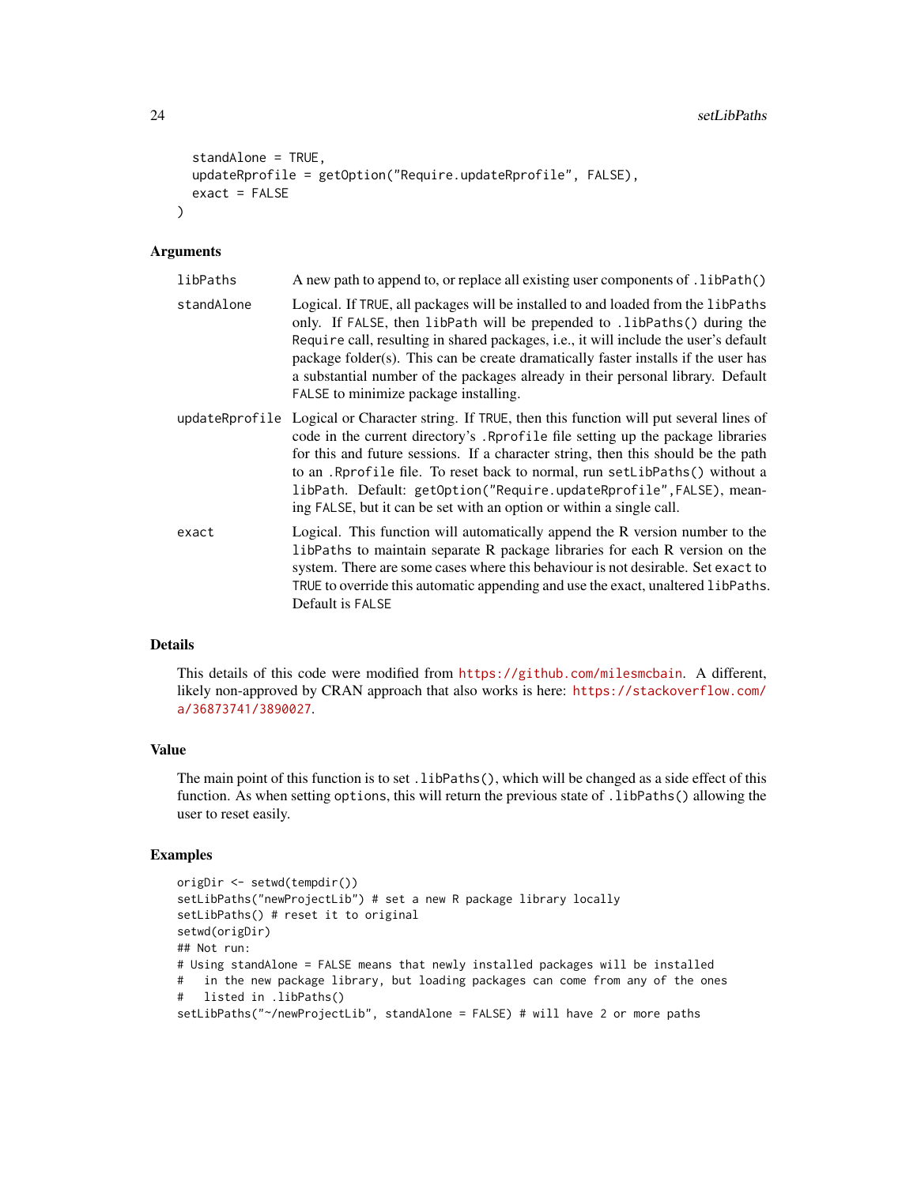```
  standAlone = TRUE,
  updateRprofile = getOption("Require.updateRprofile", FALSE),
  exact = FALSE
)
```

### Arguments

| | |
|---|---|
| `libPaths` | A new path to append to, or replace all existing user components of `.libPath()` |
| `standAlone` | Logical. If `TRUE`, all packages will be installed to and loaded from the `libPaths` only. If `FALSE`, then `libPath` will be prepended to `.libPaths()` during the `Require` call, resulting in shared packages, i.e., it will include the user's default package folder(s). This can be create dramatically faster installs if the user has a substantial number of the packages already in their personal library. Default `FALSE` to minimize package installing. |
| `updateRprofile` | Logical or Character string. If `TRUE`, then this function will put several lines of code in the current directory's `.Rprofile` file setting up the package libraries for this and future sessions. If a character string, then this should be the path to an `.Rprofile` file. To reset back to normal, run `setLibPaths()` without a `libPath`. Default: `getOption("Require.updateRprofile",FALSE)`, meaning `FALSE`, but it can be set with an option or within a single call. |
| `exact` | Logical. This function will automatically append the R version number to the `libPaths` to maintain separate R package libraries for each R version on the system. There are some cases where this behaviour is not desirable. Set `exact` to `TRUE` to override this automatic appending and use the exact, unaltered `libPaths`. Default is `FALSE` |

### Details

This details of this code were modified from https://github.com/milesmcbain. A different, likely non-approved by CRAN approach that also works is here: https://stackoverflow.com/a/36873741/3890027.

### Value

The main point of this function is to set `.libPaths()`, which will be changed as a side effect of this function. As when setting `options`, this will return the previous state of `.libPaths()` allowing the user to reset easily.

### Examples

```
origDir <- setwd(tempdir())
setLibPaths("newProjectLib") # set a new R package library locally
setLibPaths() # reset it to original
setwd(origDir)
## Not run:
# Using standAlone = FALSE means that newly installed packages will be installed
#   in the new package library, but loading packages can come from any of the ones
#   listed in .libPaths()
setLibPaths("~/newProjectLib", standAlone = FALSE) # will have 2 or more paths
```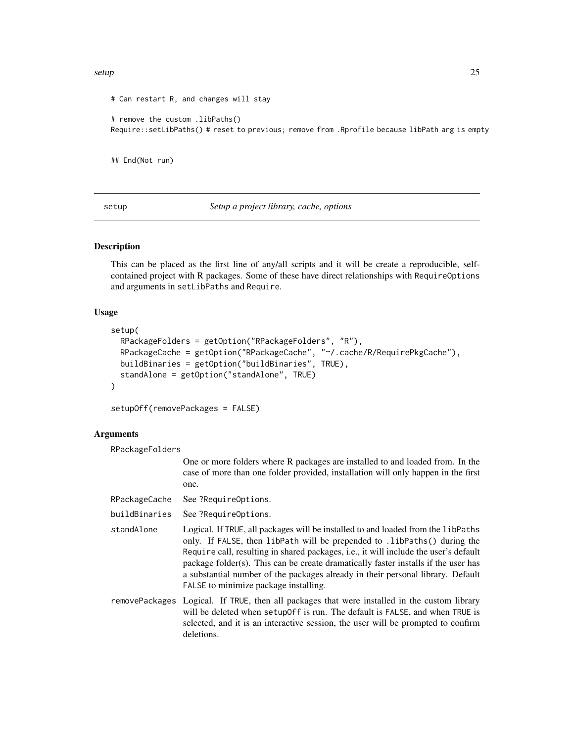```
# Can restart R, and changes will stay

# remove the custom .libPaths()
Require::setLibPaths() # reset to previous; remove from .Rprofile because libPath arg is empty


## End(Not run)
```

---

## setup — *Setup a project library, cache, options*

### Description

This can be placed as the first line of any/all scripts and it will be create a reproducible, self-contained project with R packages. Some of these have direct relationships with `RequireOptions` and arguments in `setLibPaths` and `Require`.

### Usage

```
setup(
  RPackageFolders = getOption("RPackageFolders", "R"),
  RPackageCache = getOption("RPackageCache", "~/.cache/R/RequirePkgCache"),
  buildBinaries = getOption("buildBinaries", TRUE),
  standAlone = getOption("standAlone", TRUE)
)

setupOff(removePackages = FALSE)
```

### Arguments

| | |
|---|---|
| `RPackageFolders` | One or more folders where R packages are installed to and loaded from. In the case of more than one folder provided, installation will only happen in the first one. |
| `RPackageCache` | See `?RequireOptions`. |
| `buildBinaries` | See `?RequireOptions`. |
| `standAlone` | Logical. If `TRUE`, all packages will be installed to and loaded from the `libPaths` only. If `FALSE`, then `libPath` will be prepended to `.libPaths()` during the `Require` call, resulting in shared packages, i.e., it will include the user's default package folder(s). This can be create dramatically faster installs if the user has a substantial number of the packages already in their personal library. Default `FALSE` to minimize package installing. |
| `removePackages` | Logical. If `TRUE`, then all packages that were installed in the custom library will be deleted when `setupOff` is run. The default is `FALSE`, and when `TRUE` is selected, and it is an interactive session, the user will be prompted to confirm deletions. |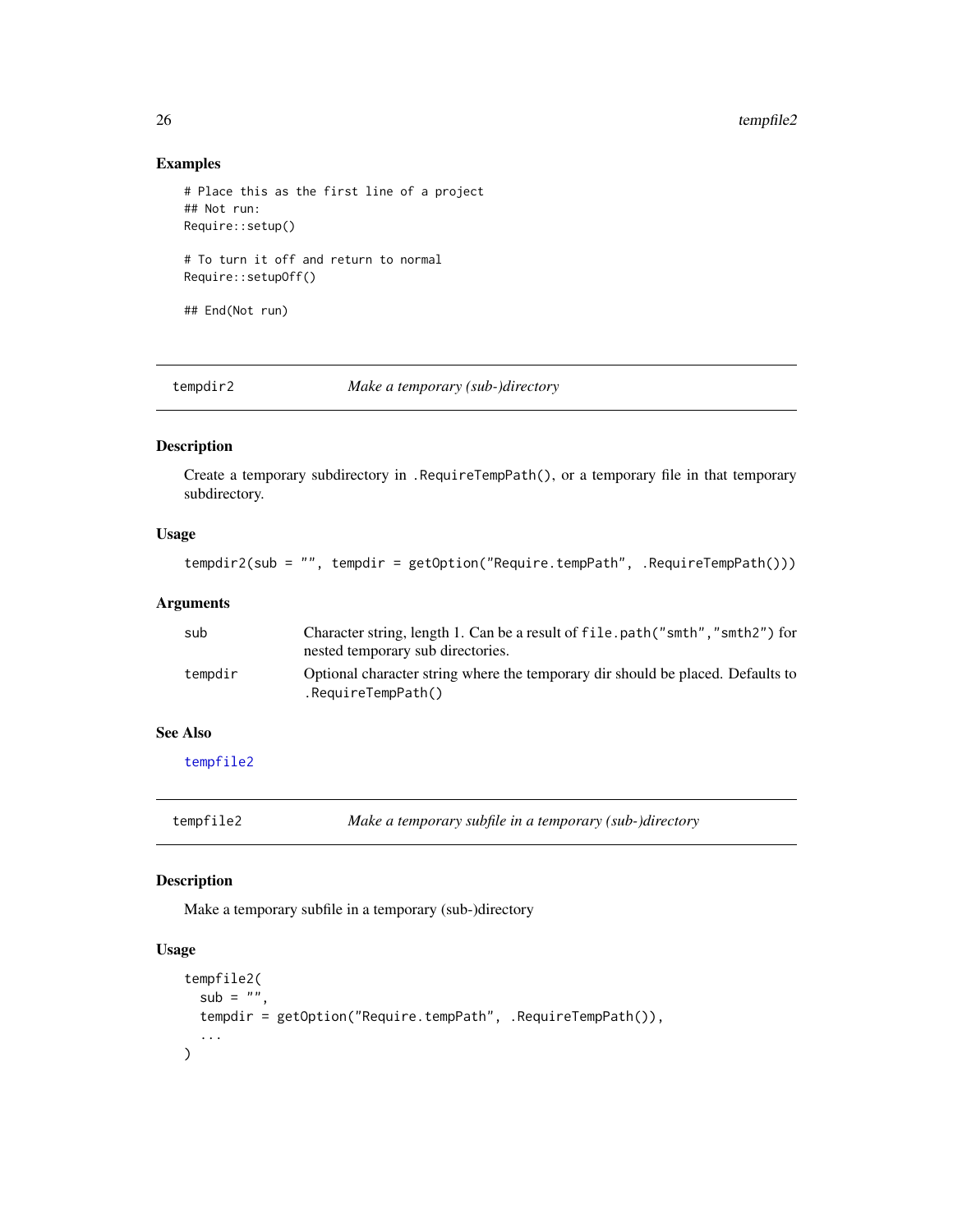## Examples

```
# Place this as the first line of a project
## Not run:
Require::setup()

# To turn it off and return to normal
Require::setupOff()

## End(Not run)
```

---

## tempdir2 — *Make a temporary (sub-)directory*

### Description

Create a temporary subdirectory in `.RequireTempPath()`, or a temporary file in that temporary subdirectory.

### Usage

```
tempdir2(sub = "", tempdir = getOption("Require.tempPath", .RequireTempPath()))
```

### Arguments

| | |
|---|---|
| `sub` | Character string, length 1. Can be a result of `file.path("smth","smth2")` for nested temporary sub directories. |
| `tempdir` | Optional character string where the temporary dir should be placed. Defaults to `.RequireTempPath()` |

### See Also

tempfile2

---

## tempfile2 — *Make a temporary subfile in a temporary (sub-)directory*

### Description

Make a temporary subfile in a temporary (sub-)directory

### Usage

```
tempfile2(
  sub = "",
  tempdir = getOption("Require.tempPath", .RequireTempPath()),
  ...
)
```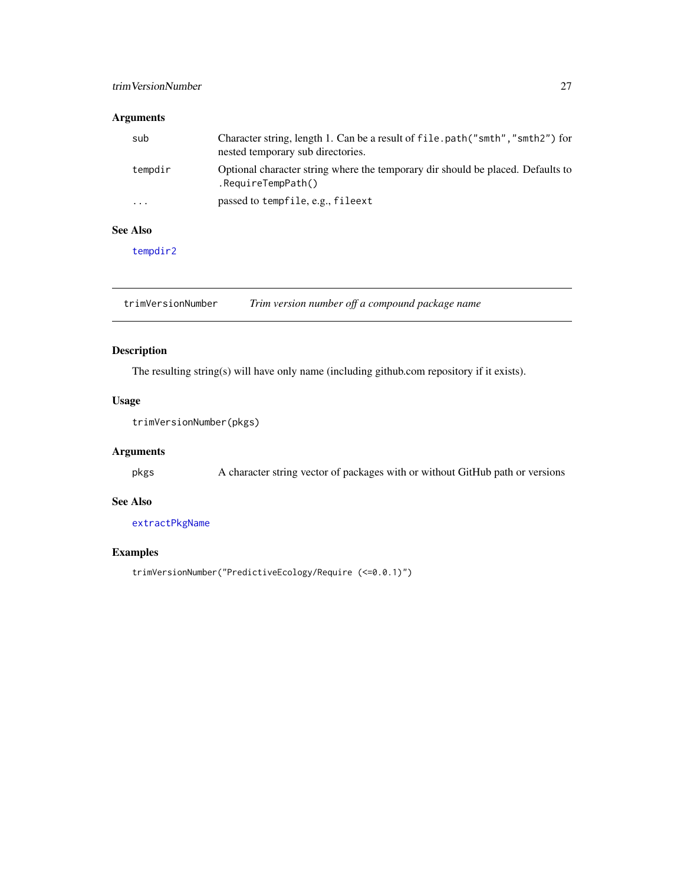## Arguments

| | |
|---|---|
| `sub` | Character string, length 1. Can be a result of `file.path("smth","smth2")` for nested temporary sub directories. |
| `tempdir` | Optional character string where the temporary dir should be placed. Defaults to `.RequireTempPath()` |
| `...` | passed to `tempfile`, e.g., `fileext` |

## See Also

`tempdir2`

---

# trimVersionNumber — *Trim version number off a compound package name*

## Description

The resulting string(s) will have only name (including github.com repository if it exists).

## Usage

```
trimVersionNumber(pkgs)
```

## Arguments

| | |
|---|---|
| `pkgs` | A character string vector of packages with or without GitHub path or versions |

## See Also

`extractPkgName`

## Examples

```
trimVersionNumber("PredictiveEcology/Require (<=0.0.1)")
```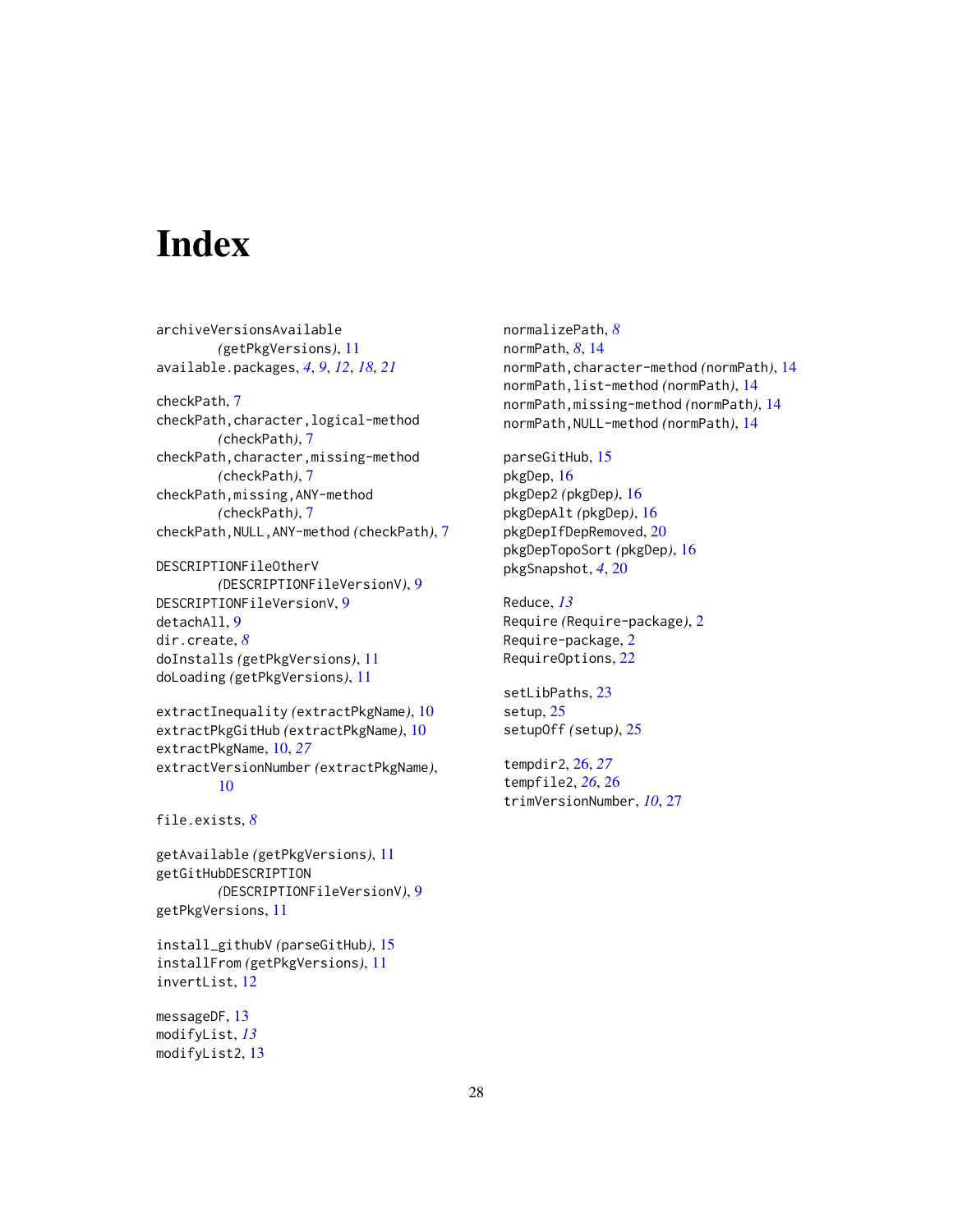# Index

archiveVersionsAvailable (getPkgVersions), 11
available.packages, *4*, *9*, *12*, *18*, *21*

checkPath, 7
checkPath,character,logical-method (checkPath), 7
checkPath,character,missing-method (checkPath), 7
checkPath,missing,ANY-method (checkPath), 7
checkPath,NULL,ANY-method (checkPath), 7

DESCRIPTIONFileOtherV (DESCRIPTIONFileVersionV), 9
DESCRIPTIONFileVersionV, 9
detachAll, 9
dir.create, *8*
doInstalls (getPkgVersions), 11
doLoading (getPkgVersions), 11

extractInequality (extractPkgName), 10
extractPkgGitHub (extractPkgName), 10
extractPkgName, 10, *27*
extractVersionNumber (extractPkgName), 10

file.exists, *8*

getAvailable (getPkgVersions), 11
getGitHubDESCRIPTION (DESCRIPTIONFileVersionV), 9
getPkgVersions, 11

install_githubV (parseGitHub), 15
installFrom (getPkgVersions), 11
invertList, 12

messageDF, 13
modifyList, *13*
modifyList2, 13

normalizePath, *8*
normPath, *8*, 14
normPath,character-method (normPath), 14
normPath,list-method (normPath), 14
normPath,missing-method (normPath), 14
normPath,NULL-method (normPath), 14

parseGitHub, 15
pkgDep, 16
pkgDep2 (pkgDep), 16
pkgDepAlt (pkgDep), 16
pkgDepIfDepRemoved, 20
pkgDepTopoSort (pkgDep), 16
pkgSnapshot, *4*, 20

Reduce, *13*
Require (Require-package), 2
Require-package, 2
RequireOptions, 22

setLibPaths, 23
setup, 25
setupOff (setup), 25

tempdir2, 26, *27*
tempfile2, *26*, 26
trimVersionNumber, *10*, 27